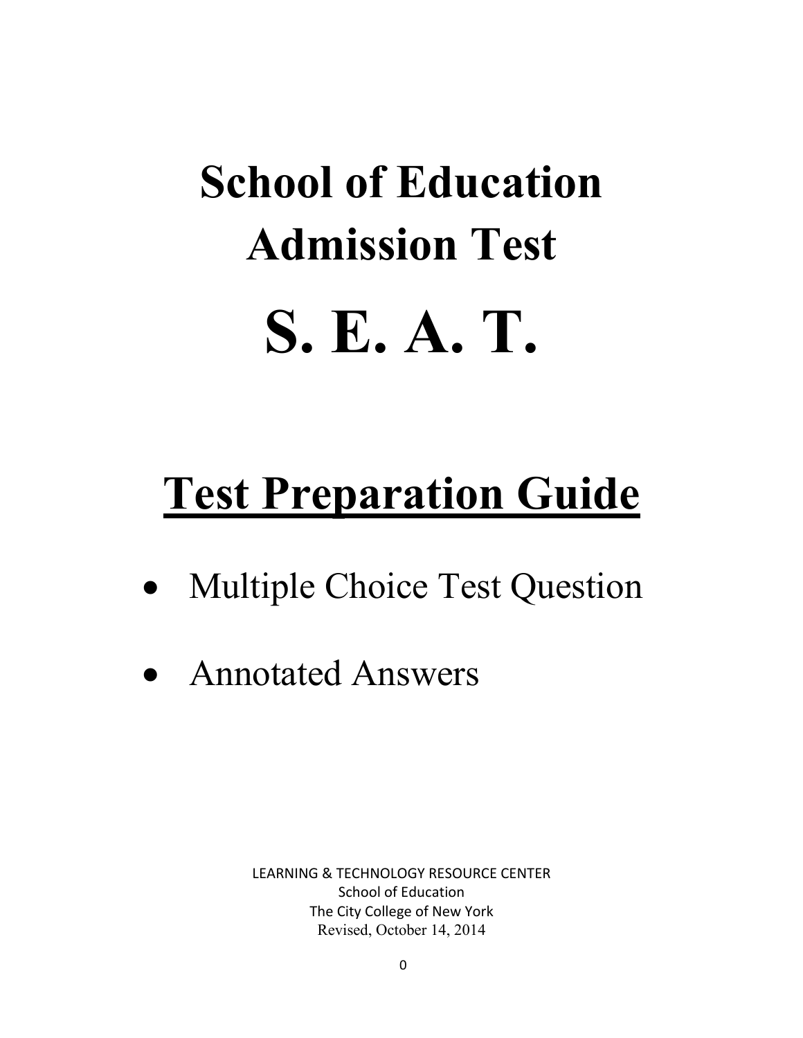# School of Education Admission Test

# S. E. A. T.

## Test Preparation Guide

- Multiple Choice Test Question
- Annotated Answers

LEARNING & TECHNOLOGY RESOURCE CENTER
School of Education
The City College of New York
Revised, October 14, 2014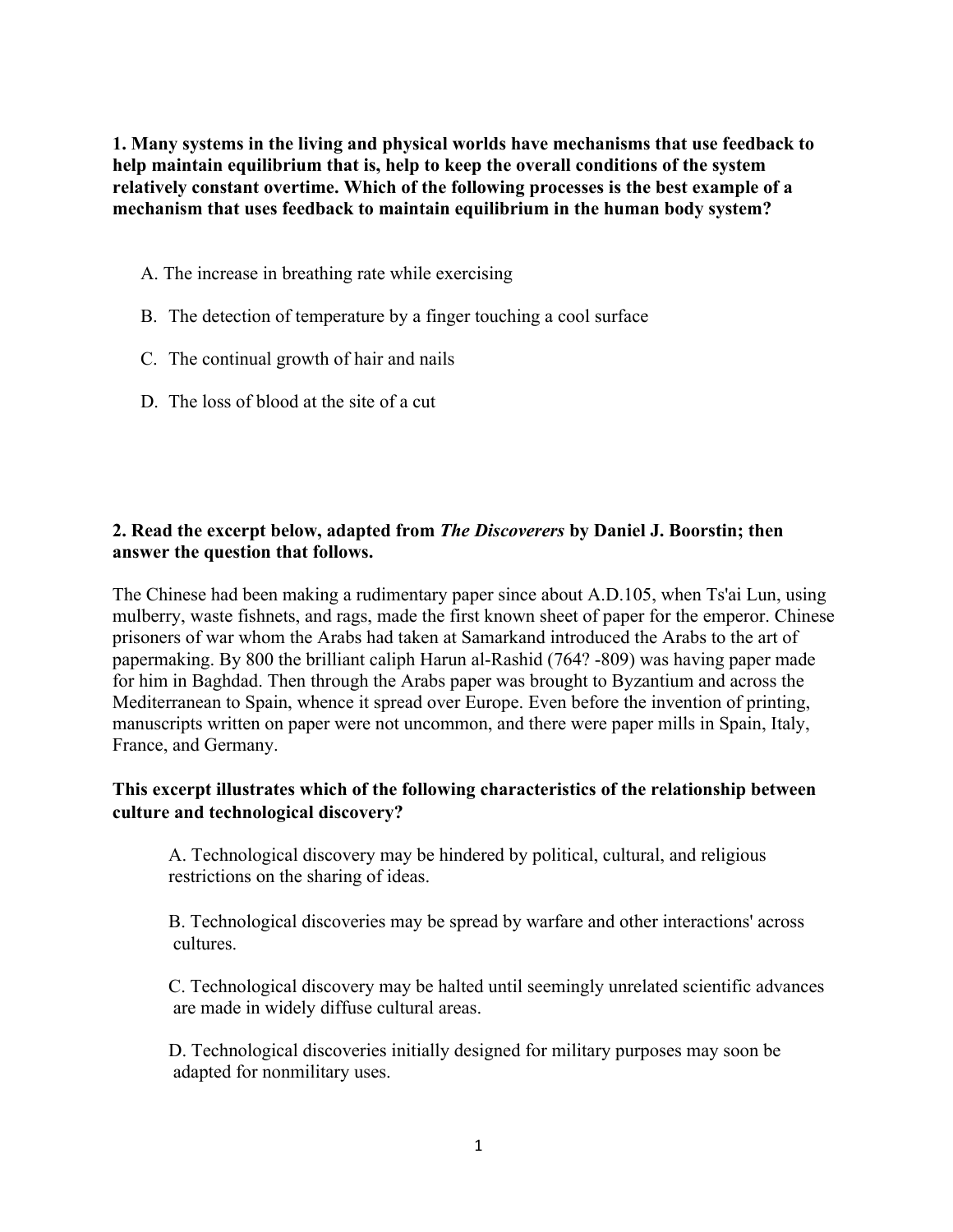**1. Many systems in the living and physical worlds have mechanisms that use feedback to help maintain equilibrium that is, help to keep the overall conditions of the system relatively constant overtime. Which of the following processes is the best example of a mechanism that uses feedback to maintain equilibrium in the human body system?**

A. The increase in breathing rate while exercising

B. The detection of temperature by a finger touching a cool surface

C. The continual growth of hair and nails

D. The loss of blood at the site of a cut

**2. Read the excerpt below, adapted from *The Discoverers* by Daniel J. Boorstin; then answer the question that follows.**

The Chinese had been making a rudimentary paper since about A.D.105, when Ts'ai Lun, using mulberry, waste fishnets, and rags, made the first known sheet of paper for the emperor. Chinese prisoners of war whom the Arabs had taken at Samarkand introduced the Arabs to the art of papermaking. By 800 the brilliant caliph Harun al-Rashid (764? -809) was having paper made for him in Baghdad. Then through the Arabs paper was brought to Byzantium and across the Mediterranean to Spain, whence it spread over Europe. Even before the invention of printing, manuscripts written on paper were not uncommon, and there were paper mills in Spain, Italy, France, and Germany.

**This excerpt illustrates which of the following characteristics of the relationship between culture and technological discovery?**

A. Technological discovery may be hindered by political, cultural, and religious restrictions on the sharing of ideas.

B. Technological discoveries may be spread by warfare and other interactions' across cultures.

C. Technological discovery may be halted until seemingly unrelated scientific advances are made in widely diffuse cultural areas.

D. Technological discoveries initially designed for military purposes may soon be adapted for nonmilitary uses.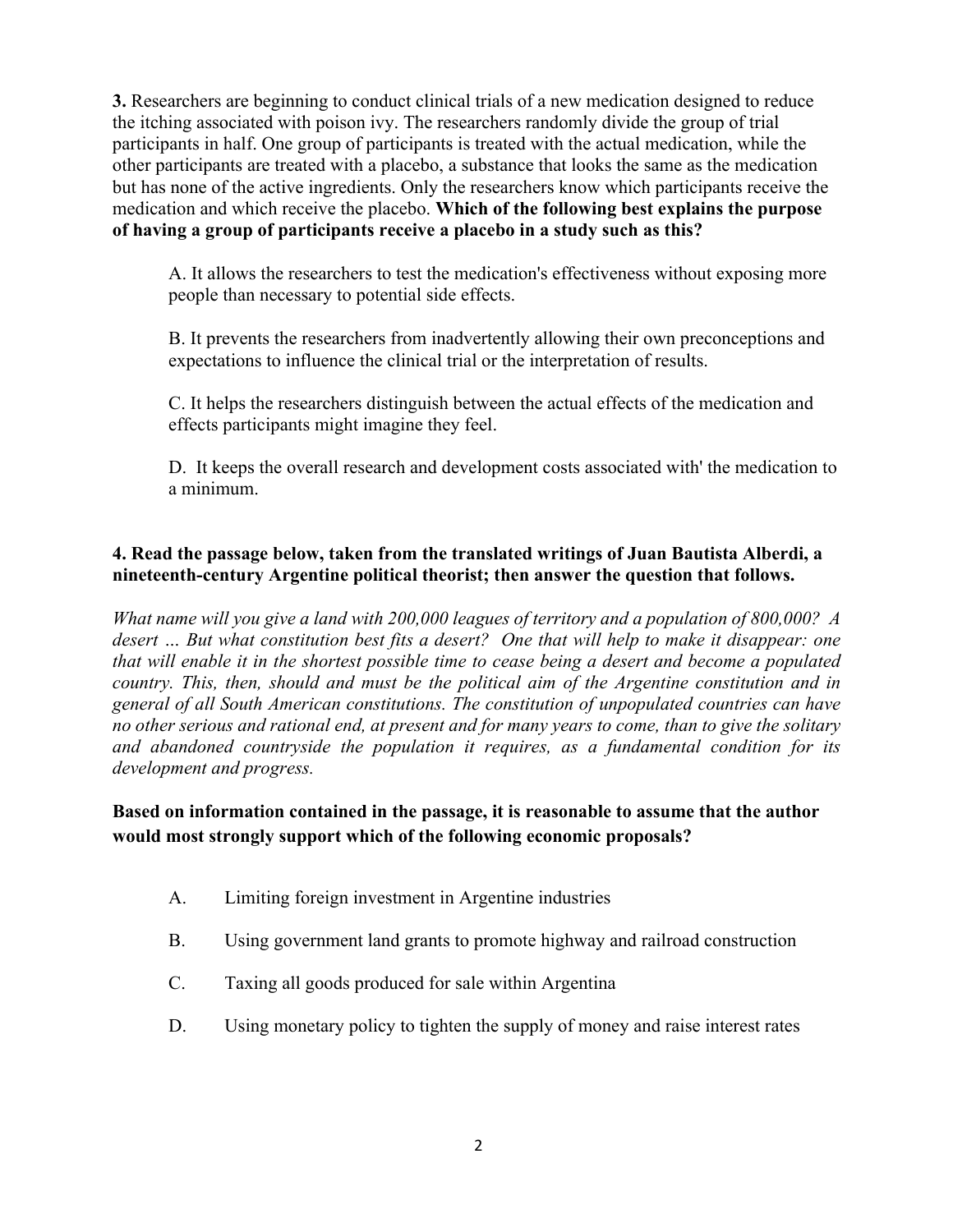**3.** Researchers are beginning to conduct clinical trials of a new medication designed to reduce the itching associated with poison ivy. The researchers randomly divide the group of trial participants in half. One group of participants is treated with the actual medication, while the other participants are treated with a placebo, a substance that looks the same as the medication but has none of the active ingredients. Only the researchers know which participants receive the medication and which receive the placebo. **Which of the following best explains the purpose of having a group of participants receive a placebo in a study such as this?**

A. It allows the researchers to test the medication's effectiveness without exposing more people than necessary to potential side effects.

B. It prevents the researchers from inadvertently allowing their own preconceptions and expectations to influence the clinical trial or the interpretation of results.

C. It helps the researchers distinguish between the actual effects of the medication and effects participants might imagine they feel.

D. It keeps the overall research and development costs associated with' the medication to a minimum.

**4. Read the passage below, taken from the translated writings of Juan Bautista Alberdi, a nineteenth-century Argentine political theorist; then answer the question that follows.**

*What name will you give a land with 200,000 leagues of territory and a population of 800,000? A desert … But what constitution best fits a desert? One that will help to make it disappear: one that will enable it in the shortest possible time to cease being a desert and become a populated country. This, then, should and must be the political aim of the Argentine constitution and in general of all South American constitutions. The constitution of unpopulated countries can have no other serious and rational end, at present and for many years to come, than to give the solitary and abandoned countryside the population it requires, as a fundamental condition for its development and progress.*

**Based on information contained in the passage, it is reasonable to assume that the author would most strongly support which of the following economic proposals?**

A. Limiting foreign investment in Argentine industries

B. Using government land grants to promote highway and railroad construction

C. Taxing all goods produced for sale within Argentina

D. Using monetary policy to tighten the supply of money and raise interest rates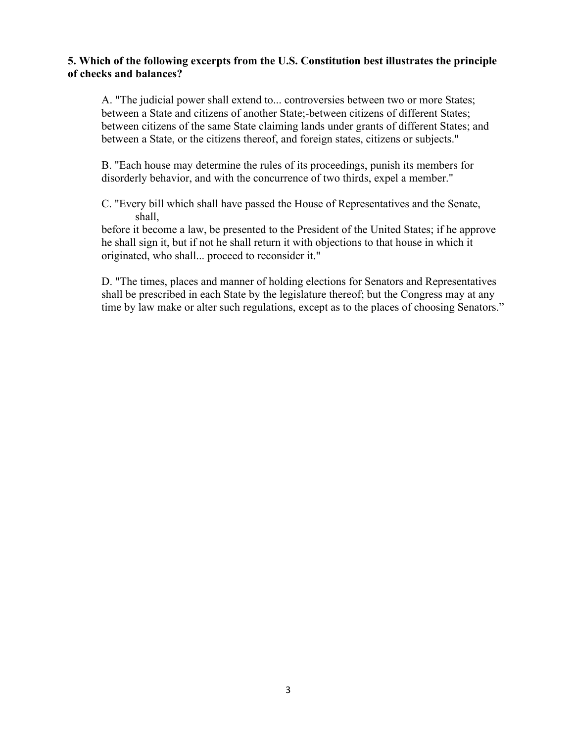**5. Which of the following excerpts from the U.S. Constitution best illustrates the principle of checks and balances?**

A. "The judicial power shall extend to... controversies between two or more States; between a State and citizens of another State;-between citizens of different States; between citizens of the same State claiming lands under grants of different States; and between a State, or the citizens thereof, and foreign states, citizens or subjects."

B. "Each house may determine the rules of its proceedings, punish its members for disorderly behavior, and with the concurrence of two thirds, expel a member."

C. "Every bill which shall have passed the House of Representatives and the Senate, shall, before it become a law, be presented to the President of the United States; if he approve he shall sign it, but if not he shall return it with objections to that house in which it originated, who shall... proceed to reconsider it."

D. "The times, places and manner of holding elections for Senators and Representatives shall be prescribed in each State by the legislature thereof; but the Congress may at any time by law make or alter such regulations, except as to the places of choosing Senators."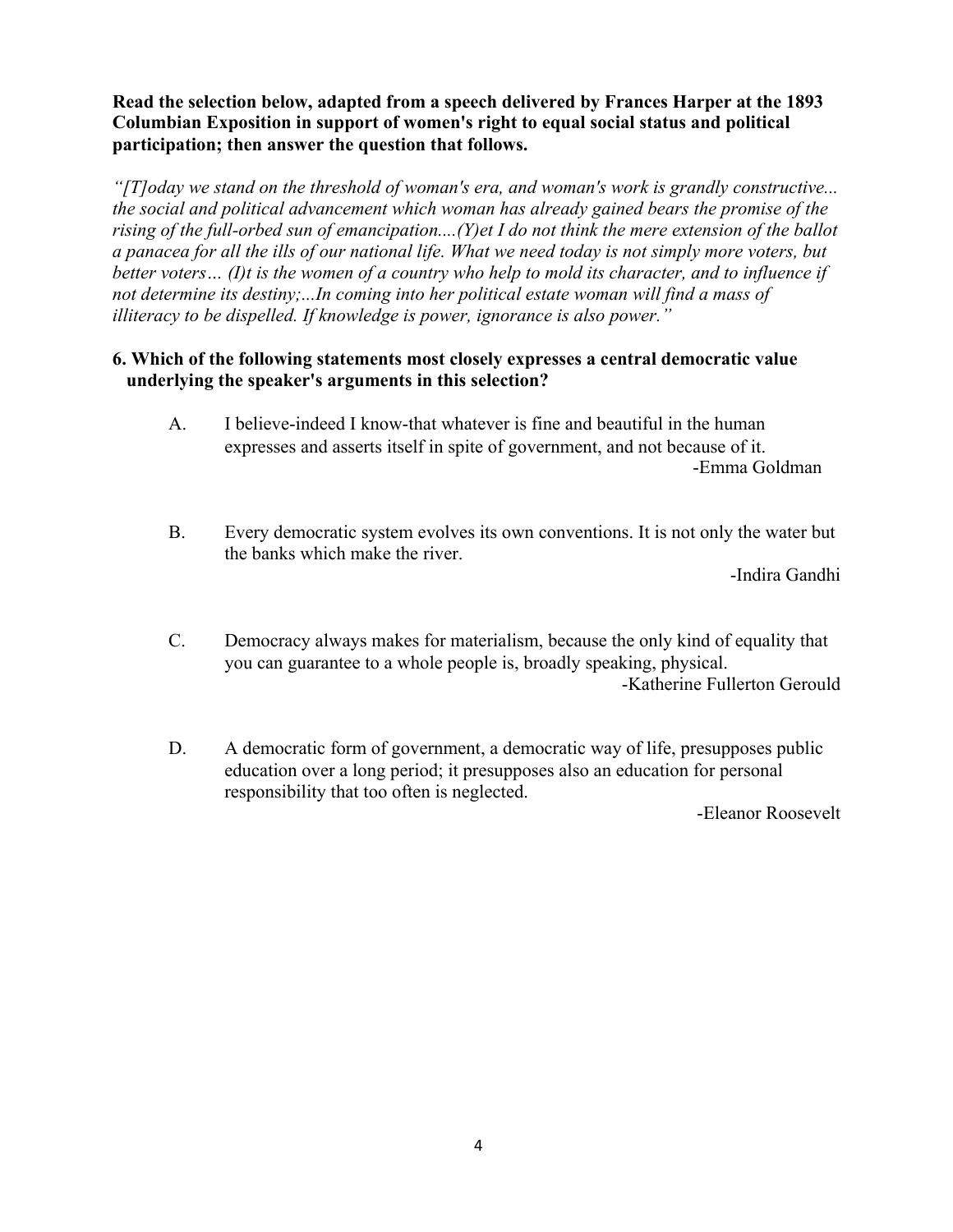**Read the selection below, adapted from a speech delivered by Frances Harper at the 1893 Columbian Exposition in support of women's right to equal social status and political participation; then answer the question that follows.**

*"[T]oday we stand on the threshold of woman's era, and woman's work is grandly constructive... the social and political advancement which woman has already gained bears the promise of the rising of the full-orbed sun of emancipation....(Y)et I do not think the mere extension of the ballot a panacea for all the ills of our national life. What we need today is not simply more voters, but better voters… (I)t is the women of a country who help to mold its character, and to influence if not determine its destiny;...In coming into her political estate woman will find a mass of illiteracy to be dispelled. If knowledge is power, ignorance is also power."*

**6. Which of the following statements most closely expresses a central democratic value underlying the speaker's arguments in this selection?**

A. I believe-indeed I know-that whatever is fine and beautiful in the human expresses and asserts itself in spite of government, and not because of it.
-Emma Goldman

B. Every democratic system evolves its own conventions. It is not only the water but the banks which make the river.
-Indira Gandhi

C. Democracy always makes for materialism, because the only kind of equality that you can guarantee to a whole people is, broadly speaking, physical.
-Katherine Fullerton Gerould

D. A democratic form of government, a democratic way of life, presupposes public education over a long period; it presupposes also an education for personal responsibility that too often is neglected.
-Eleanor Roosevelt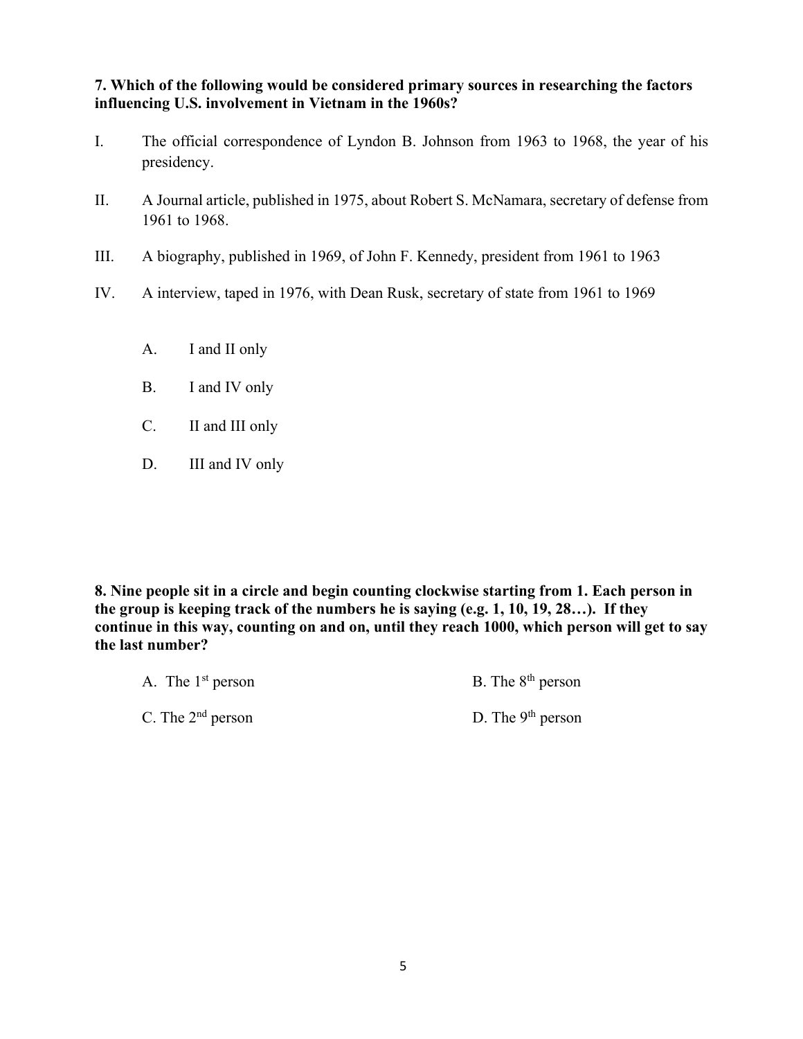**7. Which of the following would be considered primary sources in researching the factors influencing U.S. involvement in Vietnam in the 1960s?**

I. The official correspondence of Lyndon B. Johnson from 1963 to 1968, the year of his presidency.

II. A Journal article, published in 1975, about Robert S. McNamara, secretary of defense from 1961 to 1968.

III. A biography, published in 1969, of John F. Kennedy, president from 1961 to 1963

IV. A interview, taped in 1976, with Dean Rusk, secretary of state from 1961 to 1969

A. I and II only

B. I and IV only

C. II and III only

D. III and IV only

**8. Nine people sit in a circle and begin counting clockwise starting from 1. Each person in the group is keeping track of the numbers he is saying (e.g. 1, 10, 19, 28…). If they continue in this way, counting on and on, until they reach 1000, which person will get to say the last number?**

A. The 1st person

B. The 8th person

C. The 2nd person

D. The 9th person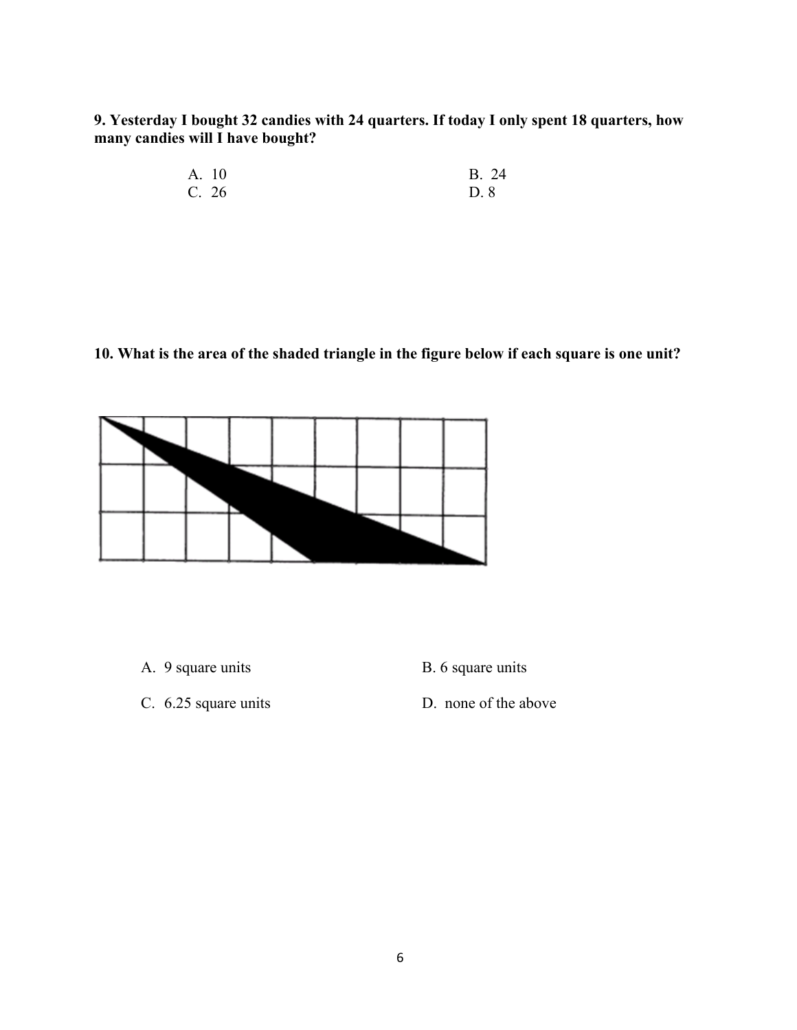**9. Yesterday I bought 32 candies with 24 quarters. If today I only spent 18 quarters, how many candies will I have bought?**

A. 10

B. 24

C. 26

D. 8

**10. What is the area of the shaded triangle in the figure below if each square is one unit?**

A. 9 square units

B. 6 square units

C. 6.25 square units

D. none of the above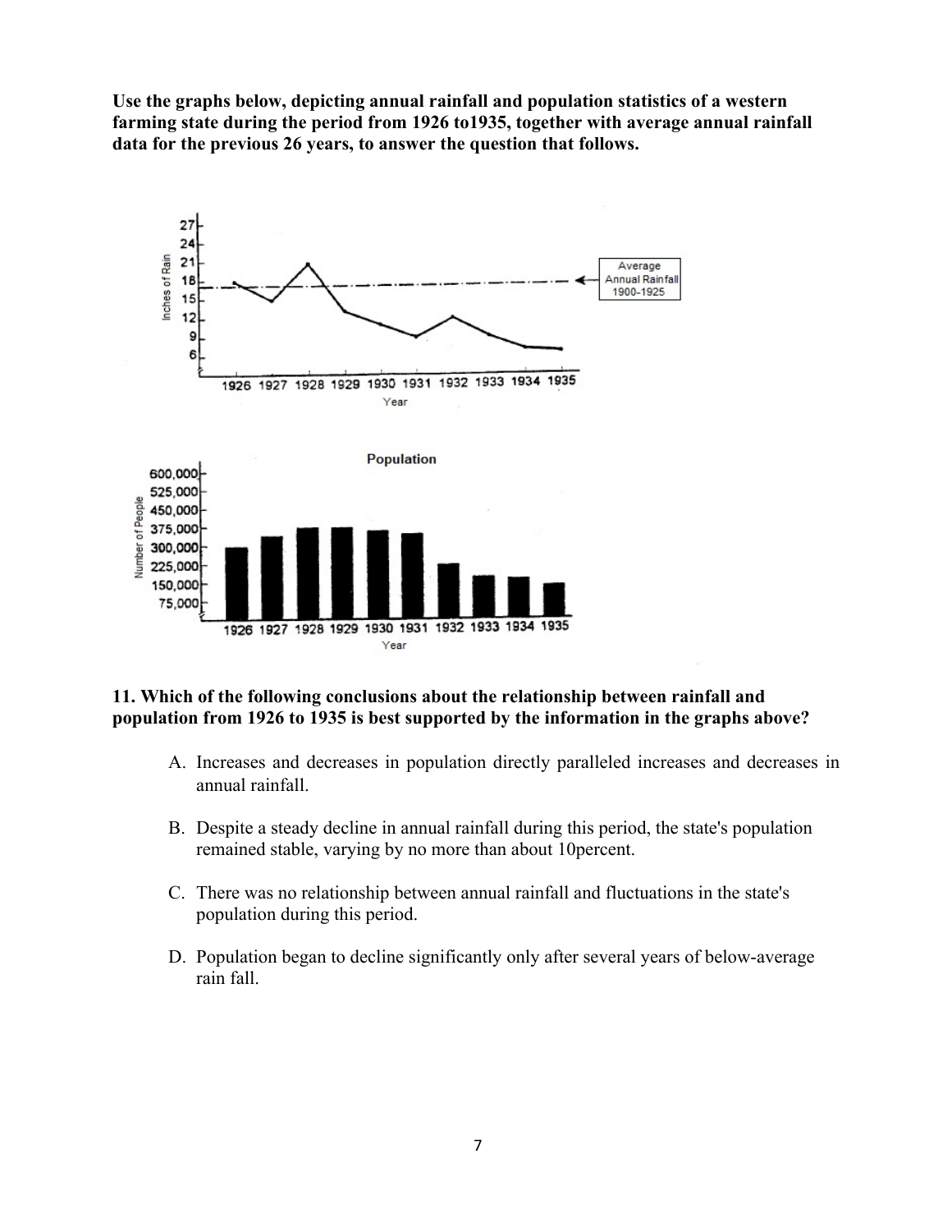**Use the graphs below, depicting annual rainfall and population statistics of a western farming state during the period from 1926 to1935, together with average annual rainfall data for the previous 26 years, to answer the question that follows.**

**11. Which of the following conclusions about the relationship between rainfall and population from 1926 to 1935 is best supported by the information in the graphs above?**

A. Increases and decreases in population directly paralleled increases and decreases in annual rainfall.

B. Despite a steady decline in annual rainfall during this period, the state's population remained stable, varying by no more than about 10percent.

C. There was no relationship between annual rainfall and fluctuations in the state's population during this period.

D. Population began to decline significantly only after several years of below-average rain fall.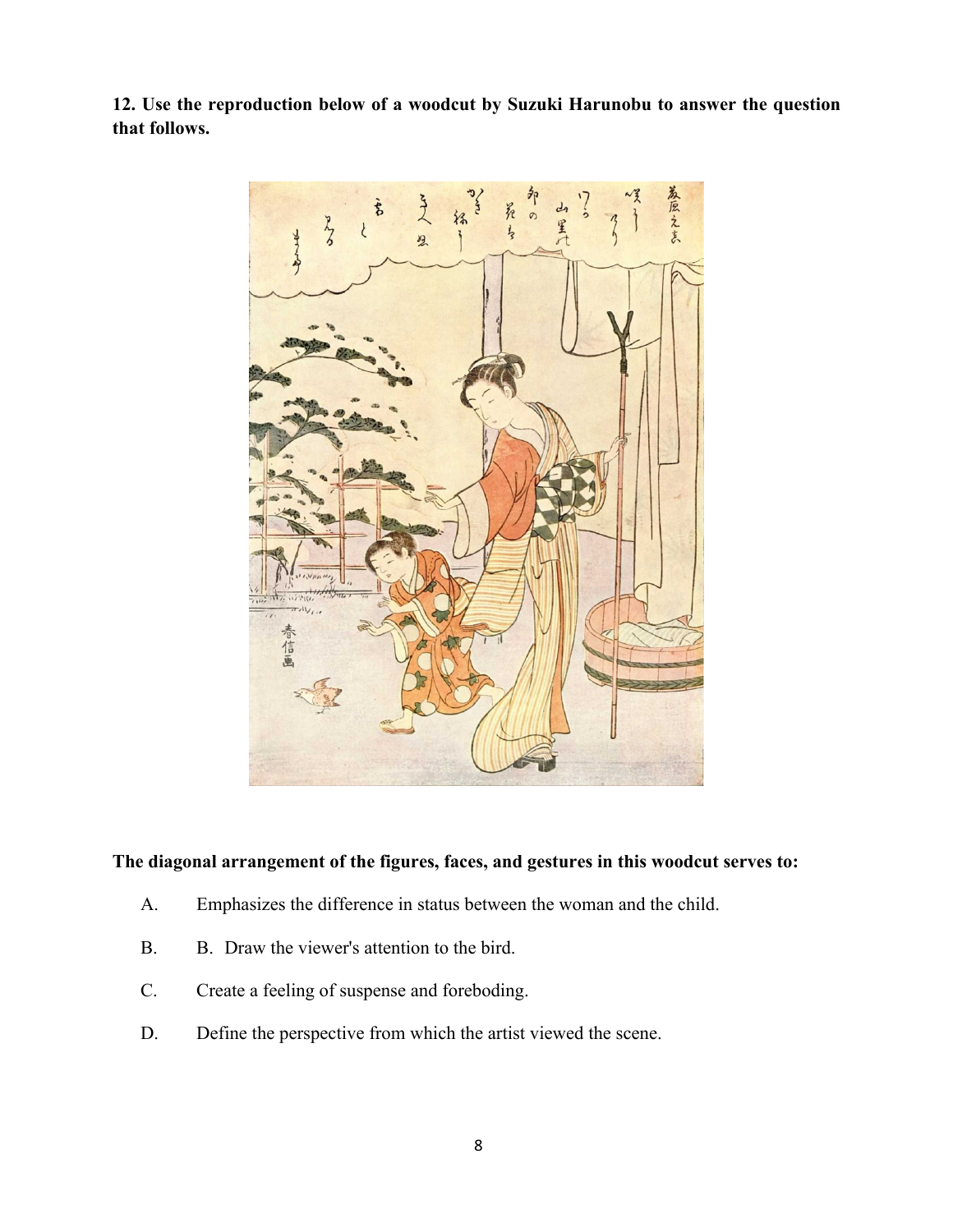**12. Use the reproduction below of a woodcut by Suzuki Harunobu to answer the question that follows.**

**The diagonal arrangement of the figures, faces, and gestures in this woodcut serves to:**

A. Emphasizes the difference in status between the woman and the child.

B. B. Draw the viewer's attention to the bird.

C. Create a feeling of suspense and foreboding.

D. Define the perspective from which the artist viewed the scene.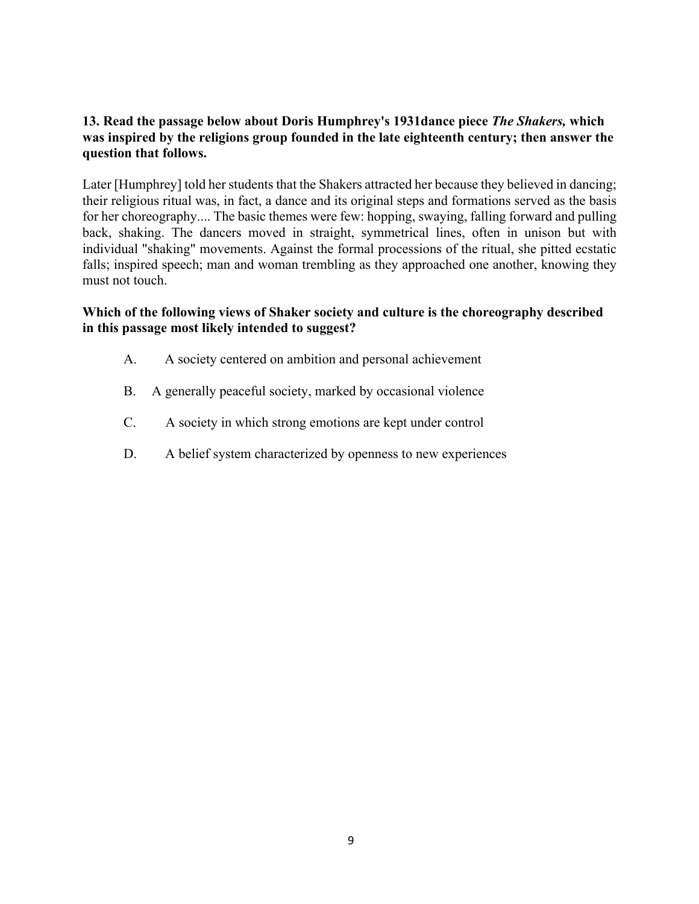**13. Read the passage below about Doris Humphrey's 1931dance piece *The Shakers,* which was inspired by the religions group founded in the late eighteenth century; then answer the question that follows.**

Later [Humphrey] told her students that the Shakers attracted her because they believed in dancing; their religious ritual was, in fact, a dance and its original steps and formations served as the basis for her choreography.... The basic themes were few: hopping, swaying, falling forward and pulling back, shaking. The dancers moved in straight, symmetrical lines, often in unison but with individual "shaking" movements. Against the formal processions of the ritual, she pitted ecstatic falls; inspired speech; man and woman trembling as they approached one another, knowing they must not touch.

**Which of the following views of Shaker society and culture is the choreography described in this passage most likely intended to suggest?**

A. A society centered on ambition and personal achievement

B. A generally peaceful society, marked by occasional violence

C. A society in which strong emotions are kept under control

D. A belief system characterized by openness to new experiences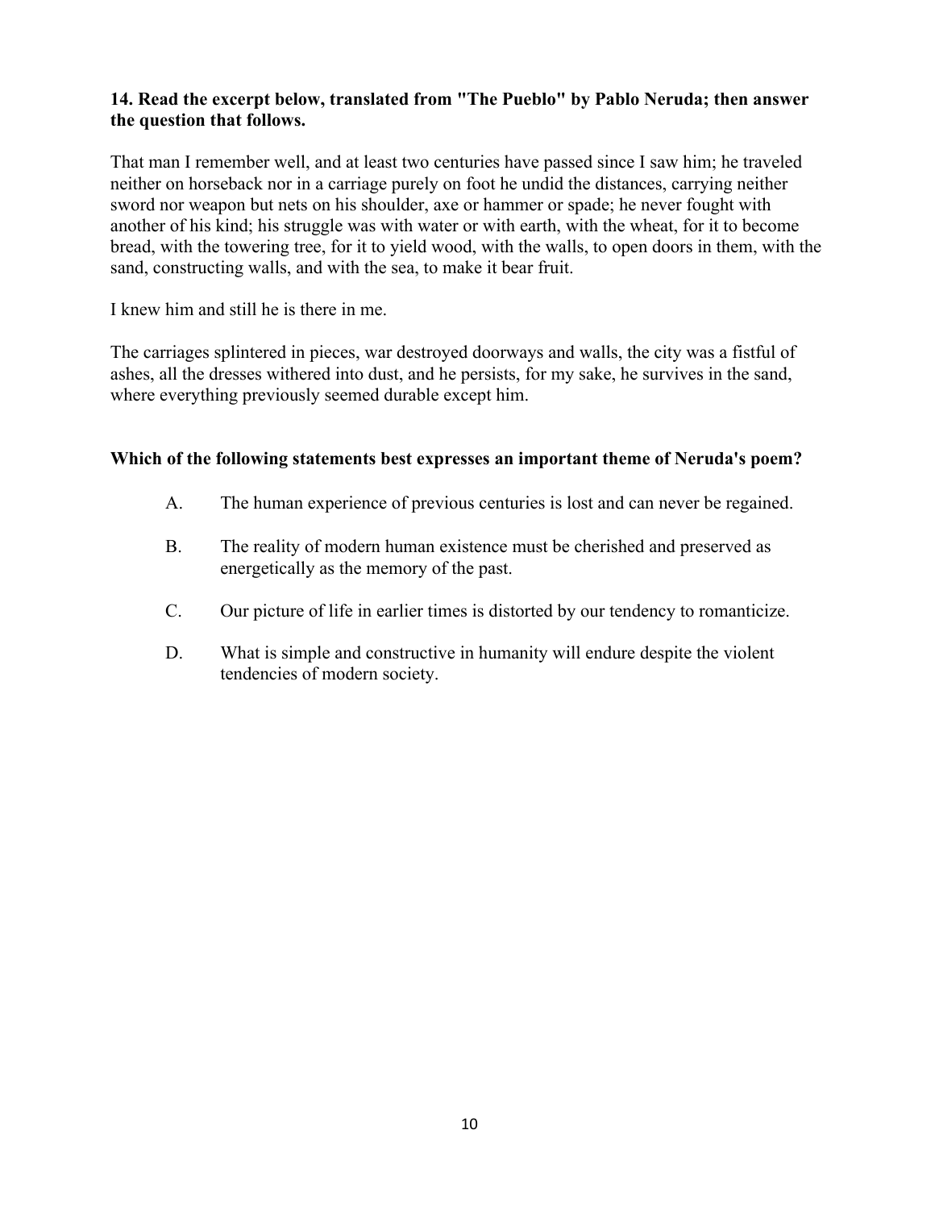**14. Read the excerpt below, translated from "The Pueblo" by Pablo Neruda; then answer the question that follows.**

That man I remember well, and at least two centuries have passed since I saw him; he traveled neither on horseback nor in a carriage purely on foot he undid the distances, carrying neither sword nor weapon but nets on his shoulder, axe or hammer or spade; he never fought with another of his kind; his struggle was with water or with earth, with the wheat, for it to become bread, with the towering tree, for it to yield wood, with the walls, to open doors in them, with the sand, constructing walls, and with the sea, to make it bear fruit.

I knew him and still he is there in me.

The carriages splintered in pieces, war destroyed doorways and walls, the city was a fistful of ashes, all the dresses withered into dust, and he persists, for my sake, he survives in the sand, where everything previously seemed durable except him.

**Which of the following statements best expresses an important theme of Neruda's poem?**

A. The human experience of previous centuries is lost and can never be regained.

B. The reality of modern human existence must be cherished and preserved as energetically as the memory of the past.

C. Our picture of life in earlier times is distorted by our tendency to romanticize.

D. What is simple and constructive in humanity will endure despite the violent tendencies of modern society.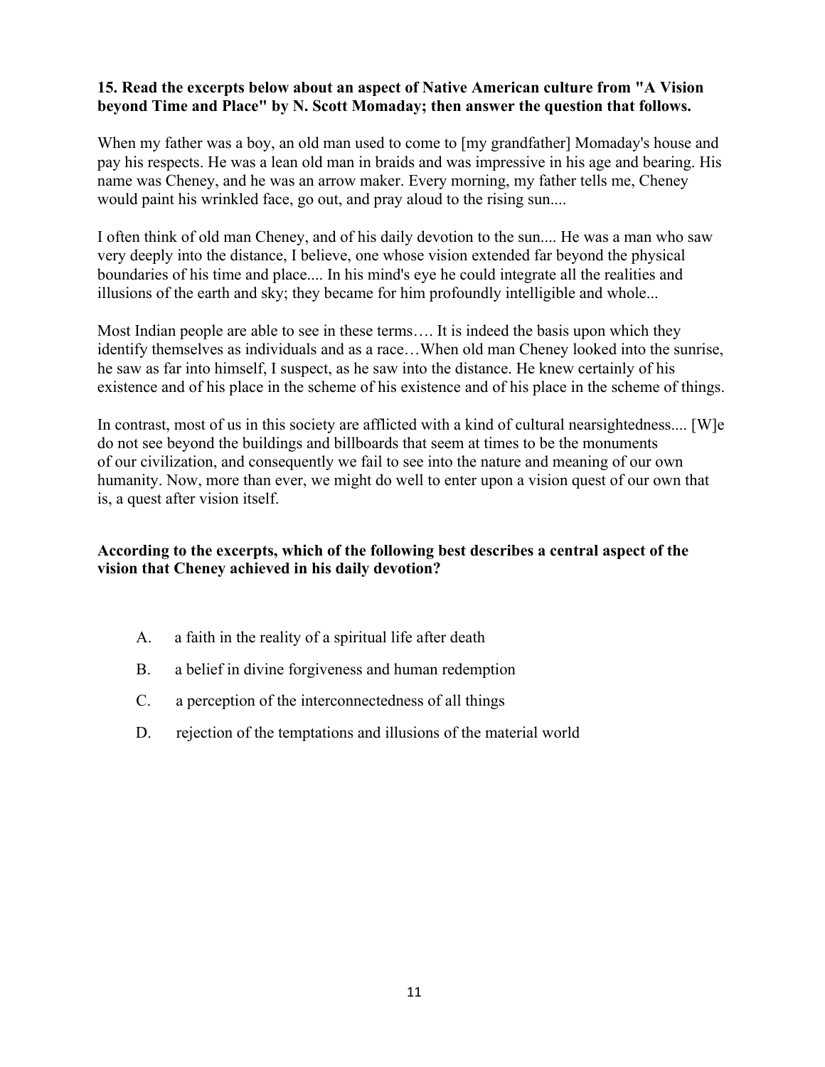**15. Read the excerpts below about an aspect of Native American culture from "A Vision beyond Time and Place" by N. Scott Momaday; then answer the question that follows.**

When my father was a boy, an old man used to come to [my grandfather] Momaday's house and pay his respects. He was a lean old man in braids and was impressive in his age and bearing. His name was Cheney, and he was an arrow maker. Every morning, my father tells me, Cheney would paint his wrinkled face, go out, and pray aloud to the rising sun....

I often think of old man Cheney, and of his daily devotion to the sun.... He was a man who saw very deeply into the distance, I believe, one whose vision extended far beyond the physical boundaries of his time and place.... In his mind's eye he could integrate all the realities and illusions of the earth and sky; they became for him profoundly intelligible and whole...

Most Indian people are able to see in these terms…. It is indeed the basis upon which they identify themselves as individuals and as a race…When old man Cheney looked into the sunrise, he saw as far into himself, I suspect, as he saw into the distance. He knew certainly of his existence and of his place in the scheme of his existence and of his place in the scheme of things.

In contrast, most of us in this society are afflicted with a kind of cultural nearsightedness.... [W]e do not see beyond the buildings and billboards that seem at times to be the monuments of our civilization, and consequently we fail to see into the nature and meaning of our own humanity. Now, more than ever, we might do well to enter upon a vision quest of our own that is, a quest after vision itself.

**According to the excerpts, which of the following best describes a central aspect of the vision that Cheney achieved in his daily devotion?**

A. a faith in the reality of a spiritual life after death

B. a belief in divine forgiveness and human redemption

C. a perception of the interconnectedness of all things

D. rejection of the temptations and illusions of the material world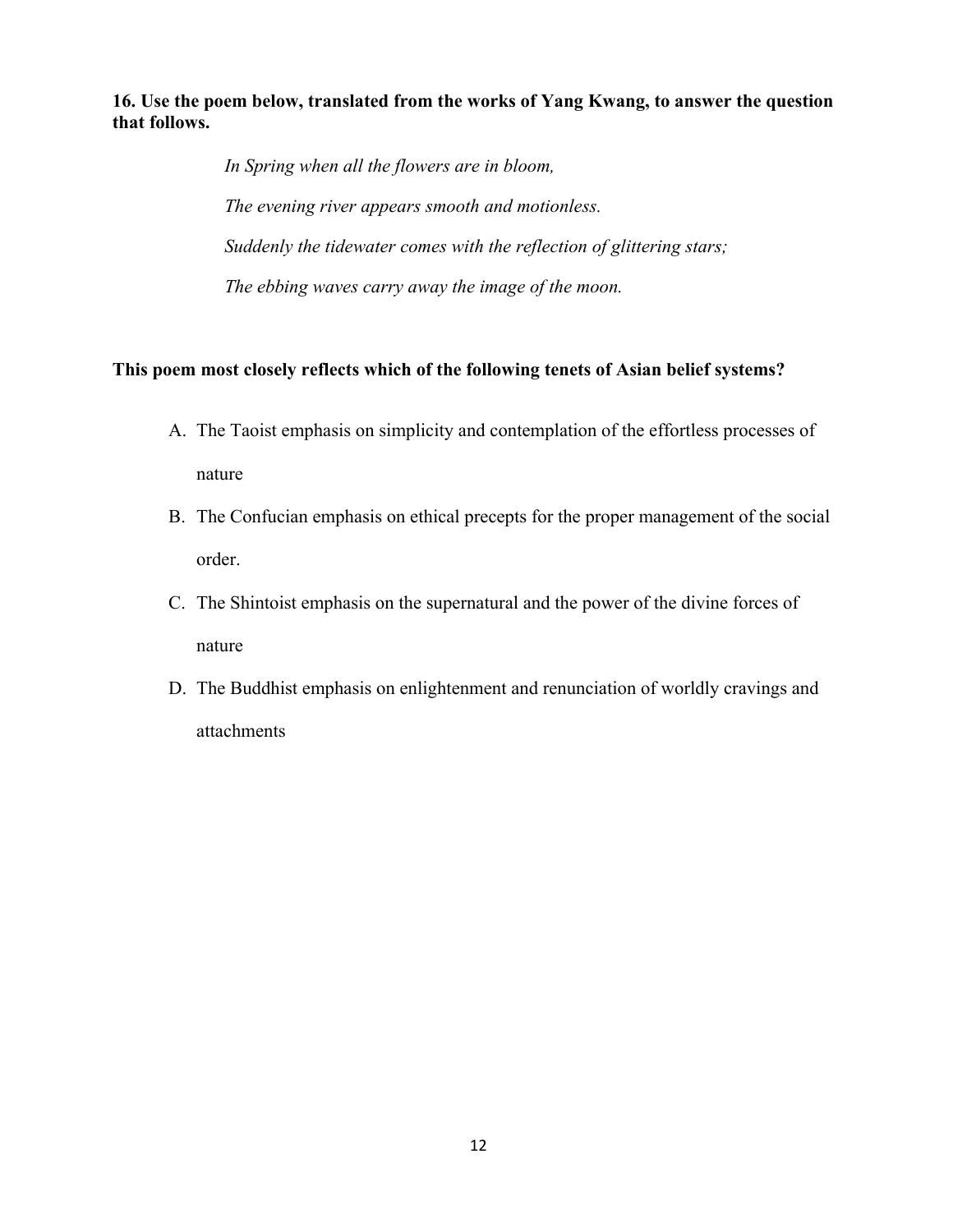**16. Use the poem below, translated from the works of Yang Kwang, to answer the question that follows.**

*In Spring when all the flowers are in bloom,*

*The evening river appears smooth and motionless.*

*Suddenly the tidewater comes with the reflection of glittering stars;*

*The ebbing waves carry away the image of the moon.*

**This poem most closely reflects which of the following tenets of Asian belief systems?**

A. The Taoist emphasis on simplicity and contemplation of the effortless processes of nature

B. The Confucian emphasis on ethical precepts for the proper management of the social order.

C. The Shintoist emphasis on the supernatural and the power of the divine forces of nature

D. The Buddhist emphasis on enlightenment and renunciation of worldly cravings and attachments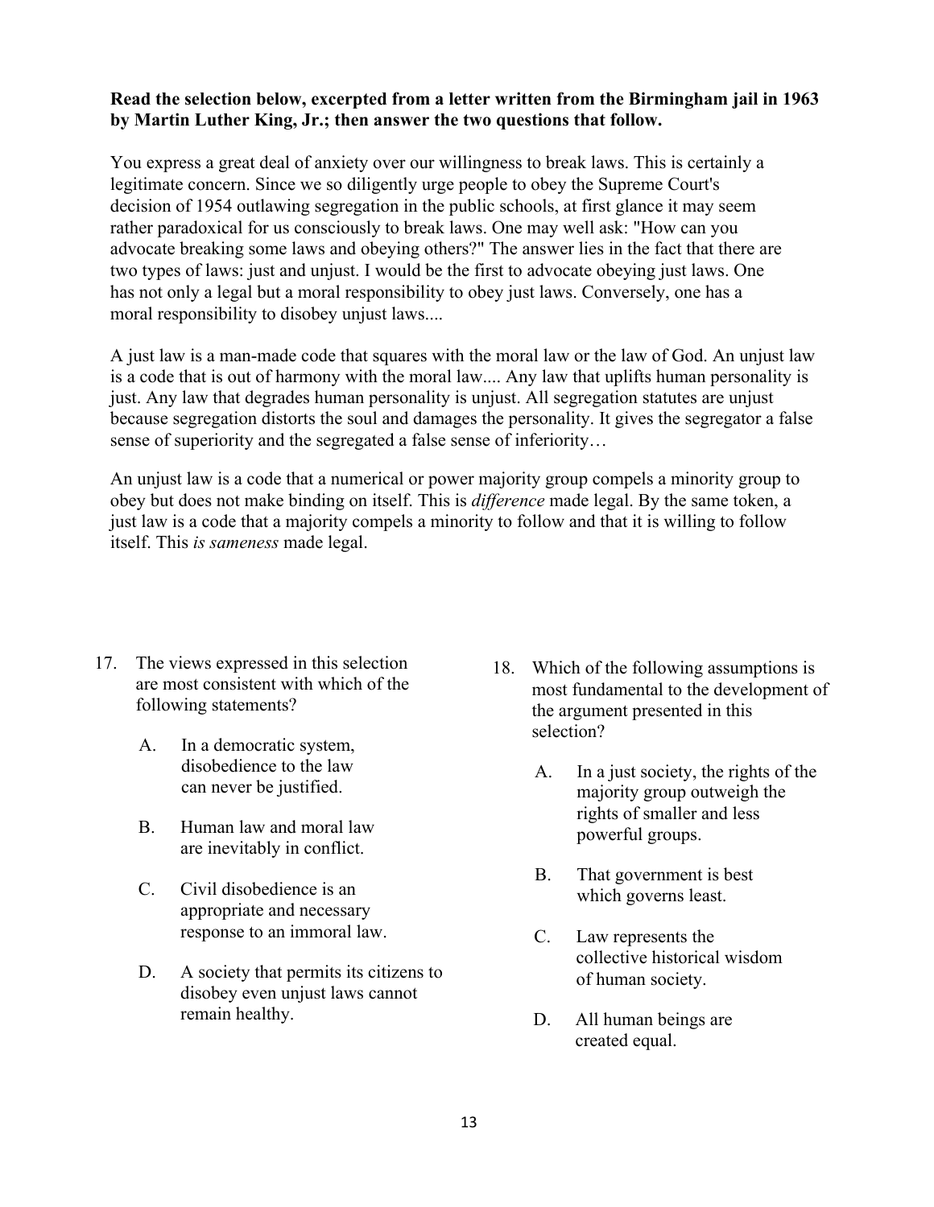**Read the selection below, excerpted from a letter written from the Birmingham jail in 1963 by Martin Luther King, Jr.; then answer the two questions that follow.**

You express a great deal of anxiety over our willingness to break laws. This is certainly a legitimate concern. Since we so diligently urge people to obey the Supreme Court's decision of 1954 outlawing segregation in the public schools, at first glance it may seem rather paradoxical for us consciously to break laws. One may well ask: "How can you advocate breaking some laws and obeying others?" The answer lies in the fact that there are two types of laws: just and unjust. I would be the first to advocate obeying just laws. One has not only a legal but a moral responsibility to obey just laws. Conversely, one has a moral responsibility to disobey unjust laws....

A just law is a man-made code that squares with the moral law or the law of God. An unjust law is a code that is out of harmony with the moral law.... Any law that uplifts human personality is just. Any law that degrades human personality is unjust. All segregation statutes are unjust because segregation distorts the soul and damages the personality. It gives the segregator a false sense of superiority and the segregated a false sense of inferiority…

An unjust law is a code that a numerical or power majority group compels a minority group to obey but does not make binding on itself. This is *difference* made legal. By the same token, a just law is a code that a majority compels a minority to follow and that it is willing to follow itself. This *is sameness* made legal.

17. The views expressed in this selection are most consistent with which of the following statements?

    A. In a democratic system, disobedience to the law can never be justified.

    B. Human law and moral law are inevitably in conflict.

    C. Civil disobedience is an appropriate and necessary response to an immoral law.

    D. A society that permits its citizens to disobey even unjust laws cannot remain healthy.

18. Which of the following assumptions is most fundamental to the development of the argument presented in this selection?

    A. In a just society, the rights of the majority group outweigh the rights of smaller and less powerful groups.

    B. That government is best which governs least.

    C. Law represents the collective historical wisdom of human society.

    D. All human beings are created equal.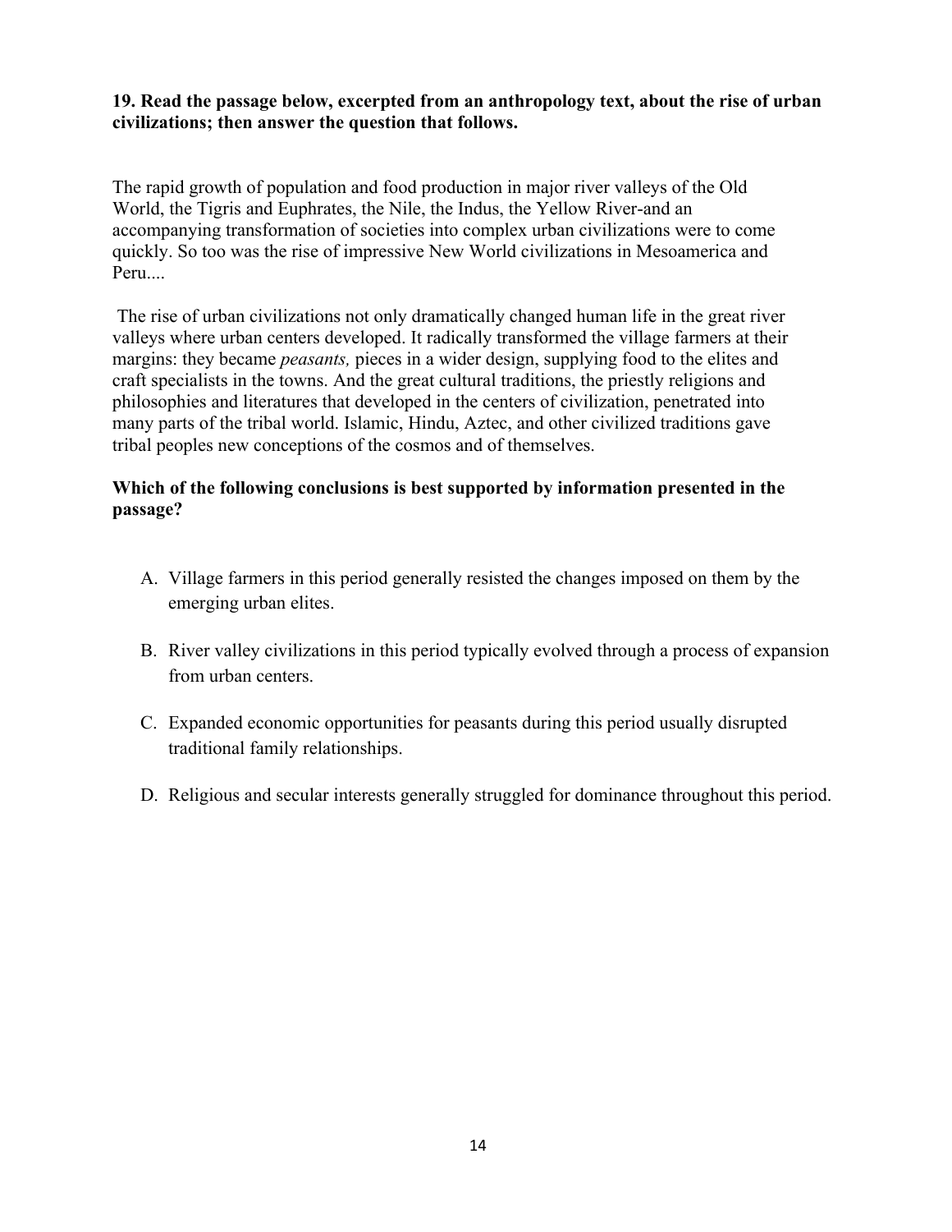**19. Read the passage below, excerpted from an anthropology text, about the rise of urban civilizations; then answer the question that follows.**

The rapid growth of population and food production in major river valleys of the Old World, the Tigris and Euphrates, the Nile, the Indus, the Yellow River-and an accompanying transformation of societies into complex urban civilizations were to come quickly. So too was the rise of impressive New World civilizations in Mesoamerica and Peru....

The rise of urban civilizations not only dramatically changed human life in the great river valleys where urban centers developed. It radically transformed the village farmers at their margins: they became *peasants,* pieces in a wider design, supplying food to the elites and craft specialists in the towns. And the great cultural traditions, the priestly religions and philosophies and literatures that developed in the centers of civilization, penetrated into many parts of the tribal world. Islamic, Hindu, Aztec, and other civilized traditions gave tribal peoples new conceptions of the cosmos and of themselves.

**Which of the following conclusions is best supported by information presented in the passage?**

A. Village farmers in this period generally resisted the changes imposed on them by the emerging urban elites.

B. River valley civilizations in this period typically evolved through a process of expansion from urban centers.

C. Expanded economic opportunities for peasants during this period usually disrupted traditional family relationships.

D. Religious and secular interests generally struggled for dominance throughout this period.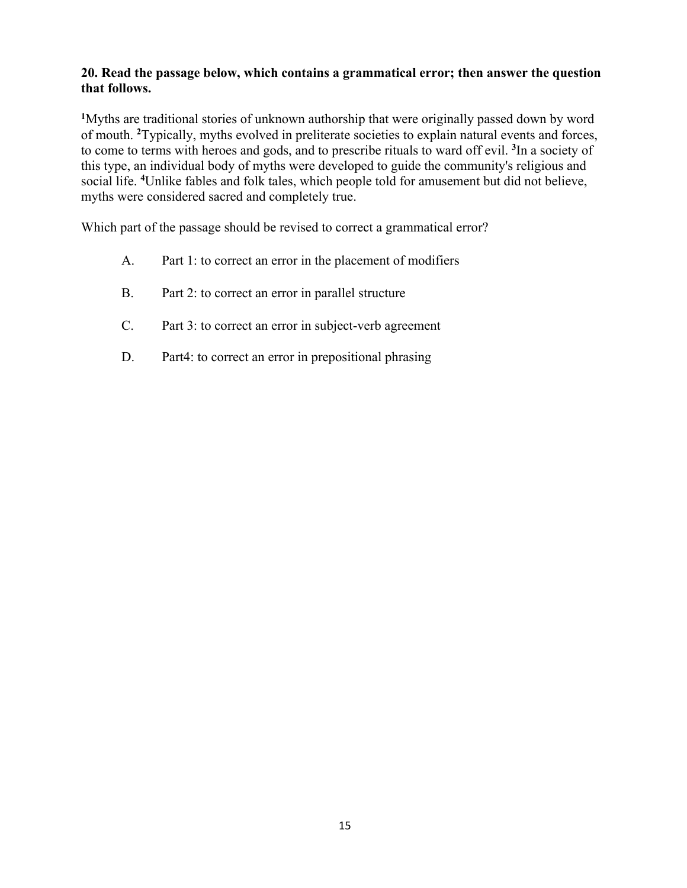**20. Read the passage below, which contains a grammatical error; then answer the question that follows.**

[1]Myths are traditional stories of unknown authorship that were originally passed down by word of mouth. [2]Typically, myths evolved in preliterate societies to explain natural events and forces, to come to terms with heroes and gods, and to prescribe rituals to ward off evil. [3]In a society of this type, an individual body of myths were developed to guide the community's religious and social life. [4]Unlike fables and folk tales, which people told for amusement but did not believe, myths were considered sacred and completely true.

Which part of the passage should be revised to correct a grammatical error?

A. Part 1: to correct an error in the placement of modifiers

B. Part 2: to correct an error in parallel structure

C. Part 3: to correct an error in subject-verb agreement

D. Part4: to correct an error in prepositional phrasing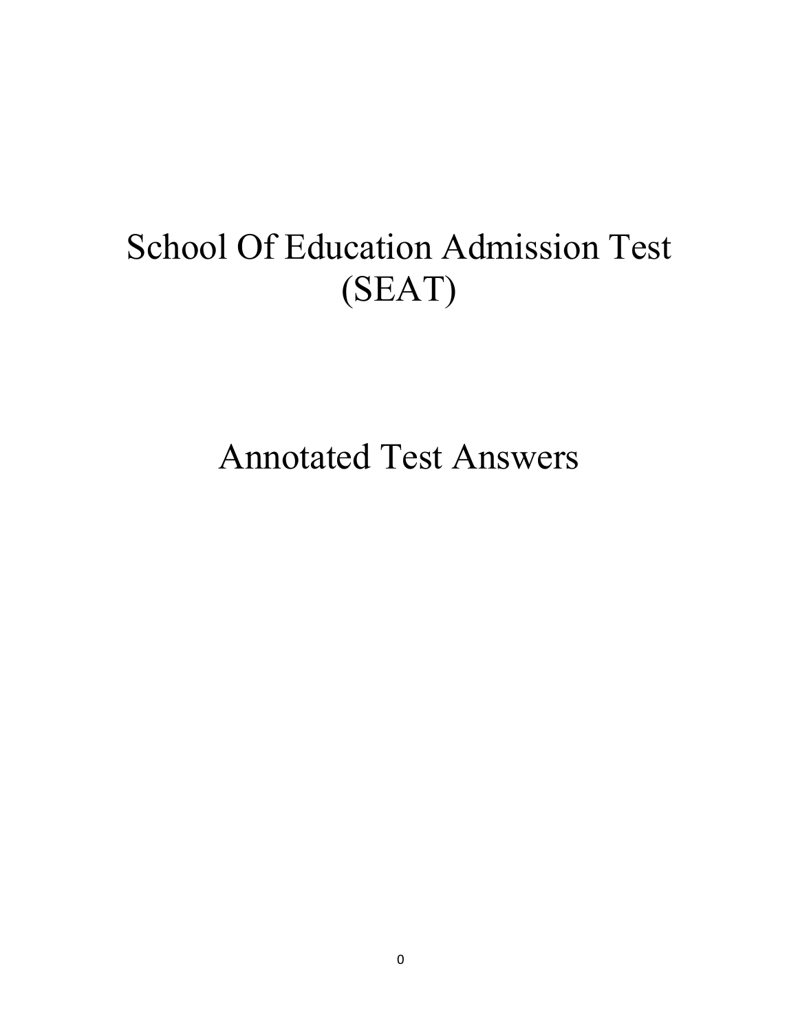# School Of Education Admission Test (SEAT)

# Annotated Test Answers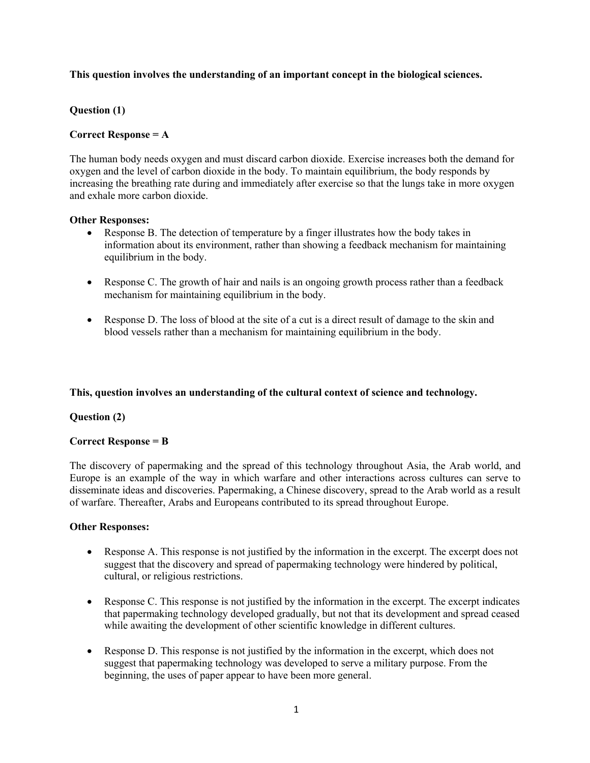**This question involves the understanding of an important concept in the biological sciences.**

**Question (1)**

**Correct Response = A**

The human body needs oxygen and must discard carbon dioxide. Exercise increases both the demand for oxygen and the level of carbon dioxide in the body. To maintain equilibrium, the body responds by increasing the breathing rate during and immediately after exercise so that the lungs take in more oxygen and exhale more carbon dioxide.

**Other Responses:**

- Response B. The detection of temperature by a finger illustrates how the body takes in information about its environment, rather than showing a feedback mechanism for maintaining equilibrium in the body.

- Response C. The growth of hair and nails is an ongoing growth process rather than a feedback mechanism for maintaining equilibrium in the body.

- Response D. The loss of blood at the site of a cut is a direct result of damage to the skin and blood vessels rather than a mechanism for maintaining equilibrium in the body.

**This, question involves an understanding of the cultural context of science and technology.**

**Question (2)**

**Correct Response = B**

The discovery of papermaking and the spread of this technology throughout Asia, the Arab world, and Europe is an example of the way in which warfare and other interactions across cultures can serve to disseminate ideas and discoveries. Papermaking, a Chinese discovery, spread to the Arab world as a result of warfare. Thereafter, Arabs and Europeans contributed to its spread throughout Europe.

**Other Responses:**

- Response A. This response is not justified by the information in the excerpt. The excerpt does not suggest that the discovery and spread of papermaking technology were hindered by political, cultural, or religious restrictions.

- Response C. This response is not justified by the information in the excerpt. The excerpt indicates that papermaking technology developed gradually, but not that its development and spread ceased while awaiting the development of other scientific knowledge in different cultures.

- Response D. This response is not justified by the information in the excerpt, which does not suggest that papermaking technology was developed to serve a military purpose. From the beginning, the uses of paper appear to have been more general.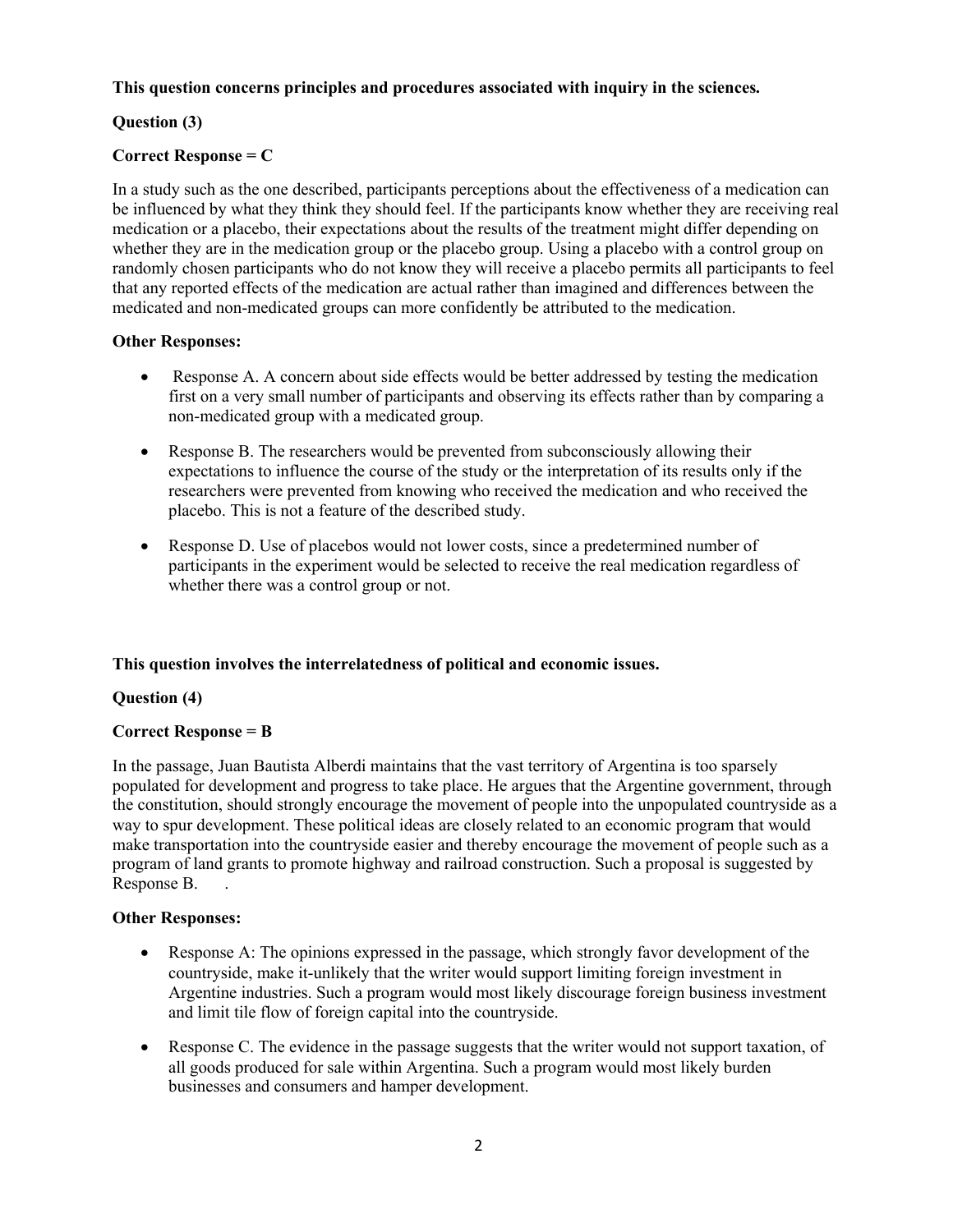**This question concerns principles and procedures associated with inquiry in the sciences.**

**Question (3)**

**Correct Response = C**

In a study such as the one described, participants perceptions about the effectiveness of a medication can be influenced by what they think they should feel. If the participants know whether they are receiving real medication or a placebo, their expectations about the results of the treatment might differ depending on whether they are in the medication group or the placebo group. Using a placebo with a control group on randomly chosen participants who do not know they will receive a placebo permits all participants to feel that any reported effects of the medication are actual rather than imagined and differences between the medicated and non-medicated groups can more confidently be attributed to the medication.

**Other Responses:**

- Response A. A concern about side effects would be better addressed by testing the medication first on a very small number of participants and observing its effects rather than by comparing a non-medicated group with a medicated group.
- Response B. The researchers would be prevented from subconsciously allowing their expectations to influence the course of the study or the interpretation of its results only if the researchers were prevented from knowing who received the medication and who received the placebo. This is not a feature of the described study.
- Response D. Use of placebos would not lower costs, since a predetermined number of participants in the experiment would be selected to receive the real medication regardless of whether there was a control group or not.

**This question involves the interrelatedness of political and economic issues.**

**Question (4)**

**Correct Response = B**

In the passage, Juan Bautista Alberdi maintains that the vast territory of Argentina is too sparsely populated for development and progress to take place. He argues that the Argentine government, through the constitution, should strongly encourage the movement of people into the unpopulated countryside as a way to spur development. These political ideas are closely related to an economic program that would make transportation into the countryside easier and thereby encourage the movement of people such as a program of land grants to promote highway and railroad construction. Such a proposal is suggested by Response B. .

**Other Responses:**

- Response A: The opinions expressed in the passage, which strongly favor development of the countryside, make it-unlikely that the writer would support limiting foreign investment in Argentine industries. Such a program would most likely discourage foreign business investment and limit tile flow of foreign capital into the countryside.
- Response C. The evidence in the passage suggests that the writer would not support taxation, of all goods produced for sale within Argentina. Such a program would most likely burden businesses and consumers and hamper development.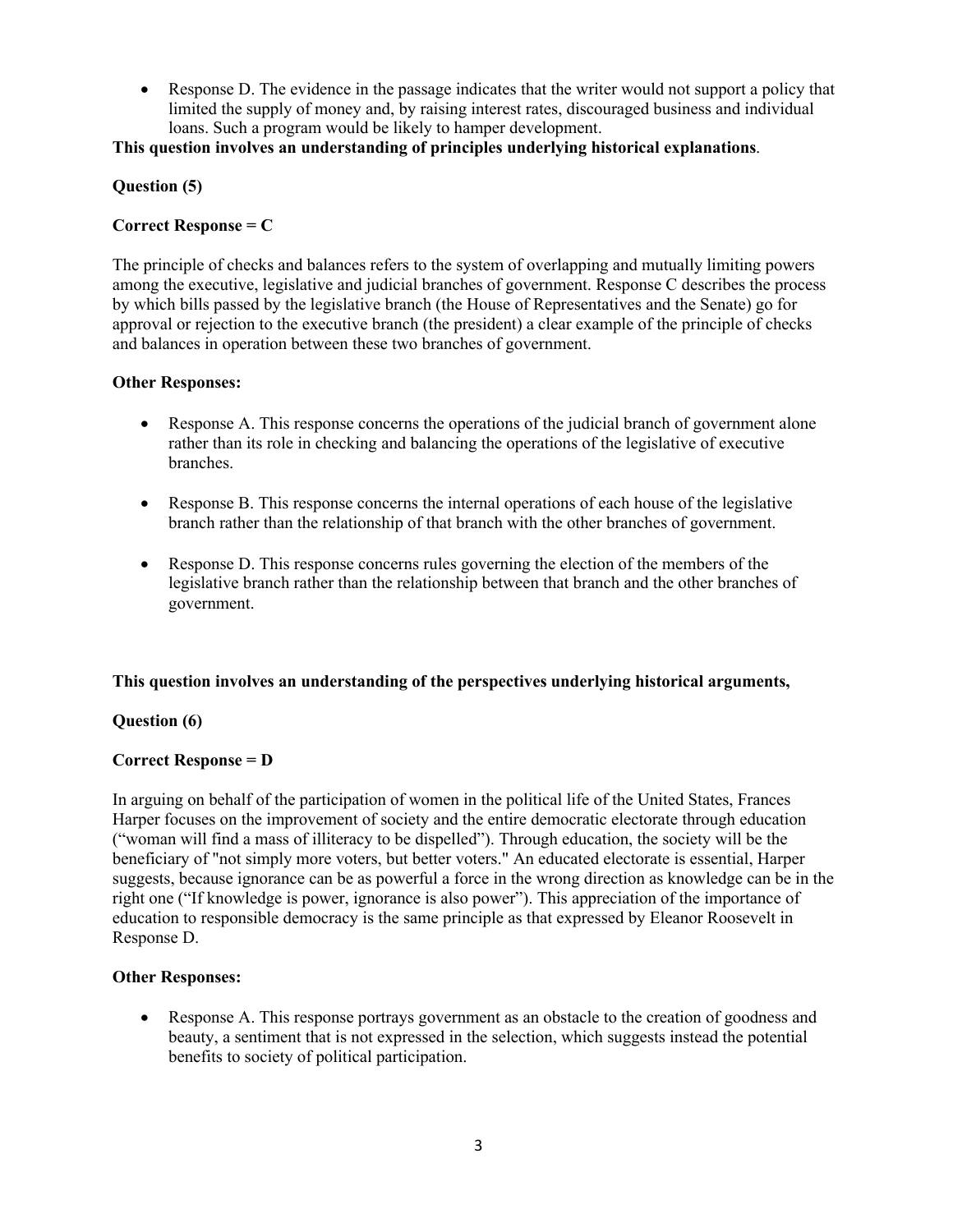- Response D. The evidence in the passage indicates that the writer would not support a policy that limited the supply of money and, by raising interest rates, discouraged business and individual loans. Such a program would be likely to hamper development.

**This question involves an understanding of principles underlying historical explanations**.

**Question (5)**

**Correct Response = C**

The principle of checks and balances refers to the system of overlapping and mutually limiting powers among the executive, legislative and judicial branches of government. Response C describes the process by which bills passed by the legislative branch (the House of Representatives and the Senate) go for approval or rejection to the executive branch (the president) a clear example of the principle of checks and balances in operation between these two branches of government.

**Other Responses:**

- Response A. This response concerns the operations of the judicial branch of government alone rather than its role in checking and balancing the operations of the legislative of executive branches.

- Response B. This response concerns the internal operations of each house of the legislative branch rather than the relationship of that branch with the other branches of government.

- Response D. This response concerns rules governing the election of the members of the legislative branch rather than the relationship between that branch and the other branches of government.

**This question involves an understanding of the perspectives underlying historical arguments,**

**Question (6)**

**Correct Response = D**

In arguing on behalf of the participation of women in the political life of the United States, Frances Harper focuses on the improvement of society and the entire democratic electorate through education ("woman will find a mass of illiteracy to be dispelled"). Through education, the society will be the beneficiary of "not simply more voters, but better voters." An educated electorate is essential, Harper suggests, because ignorance can be as powerful a force in the wrong direction as knowledge can be in the right one ("If knowledge is power, ignorance is also power"). This appreciation of the importance of education to responsible democracy is the same principle as that expressed by Eleanor Roosevelt in Response D.

**Other Responses:**

- Response A. This response portrays government as an obstacle to the creation of goodness and beauty, a sentiment that is not expressed in the selection, which suggests instead the potential benefits to society of political participation.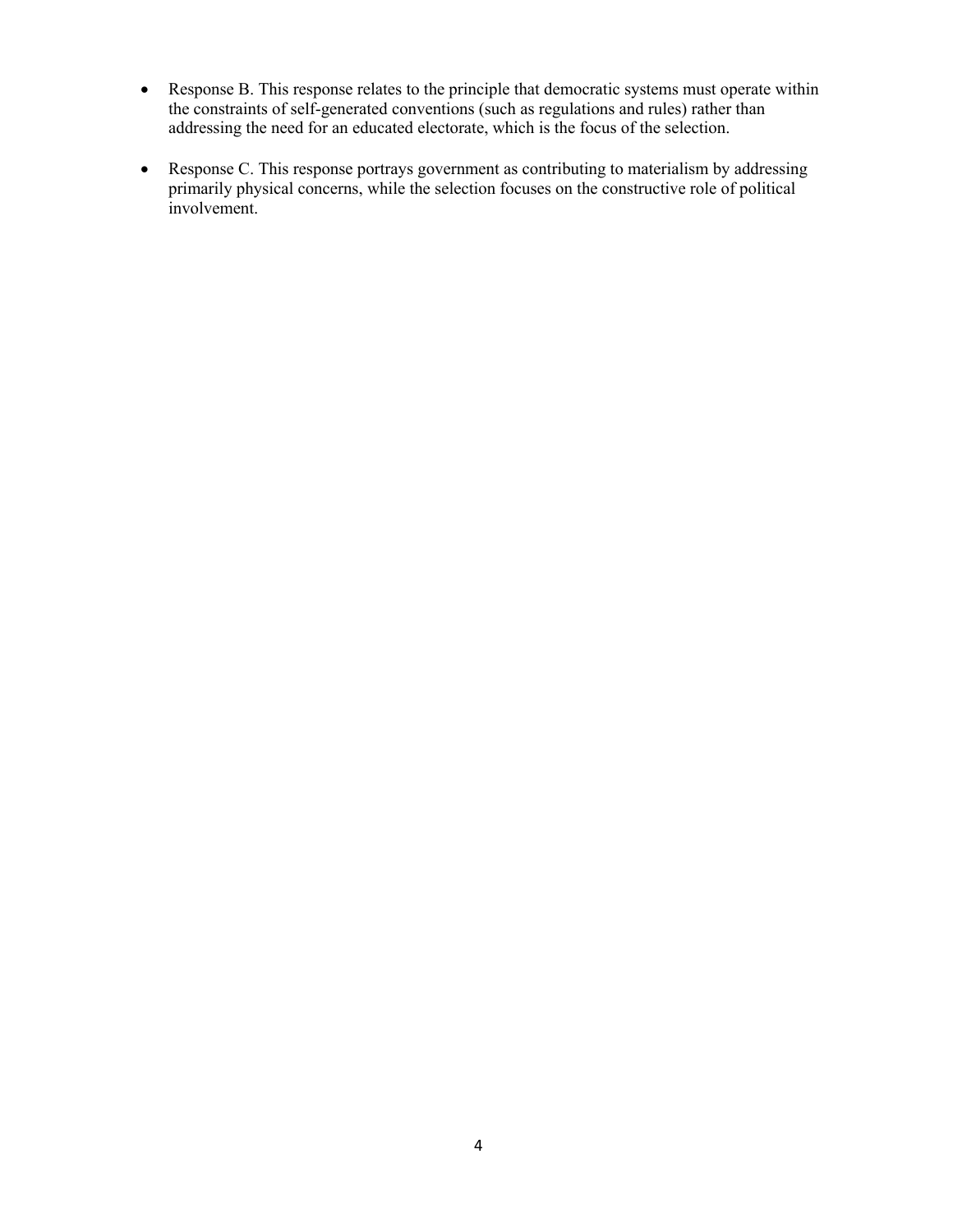- Response B. This response relates to the principle that democratic systems must operate within the constraints of self-generated conventions (such as regulations and rules) rather than addressing the need for an educated electorate, which is the focus of the selection.

- Response C. This response portrays government as contributing to materialism by addressing primarily physical concerns, while the selection focuses on the constructive role of political involvement.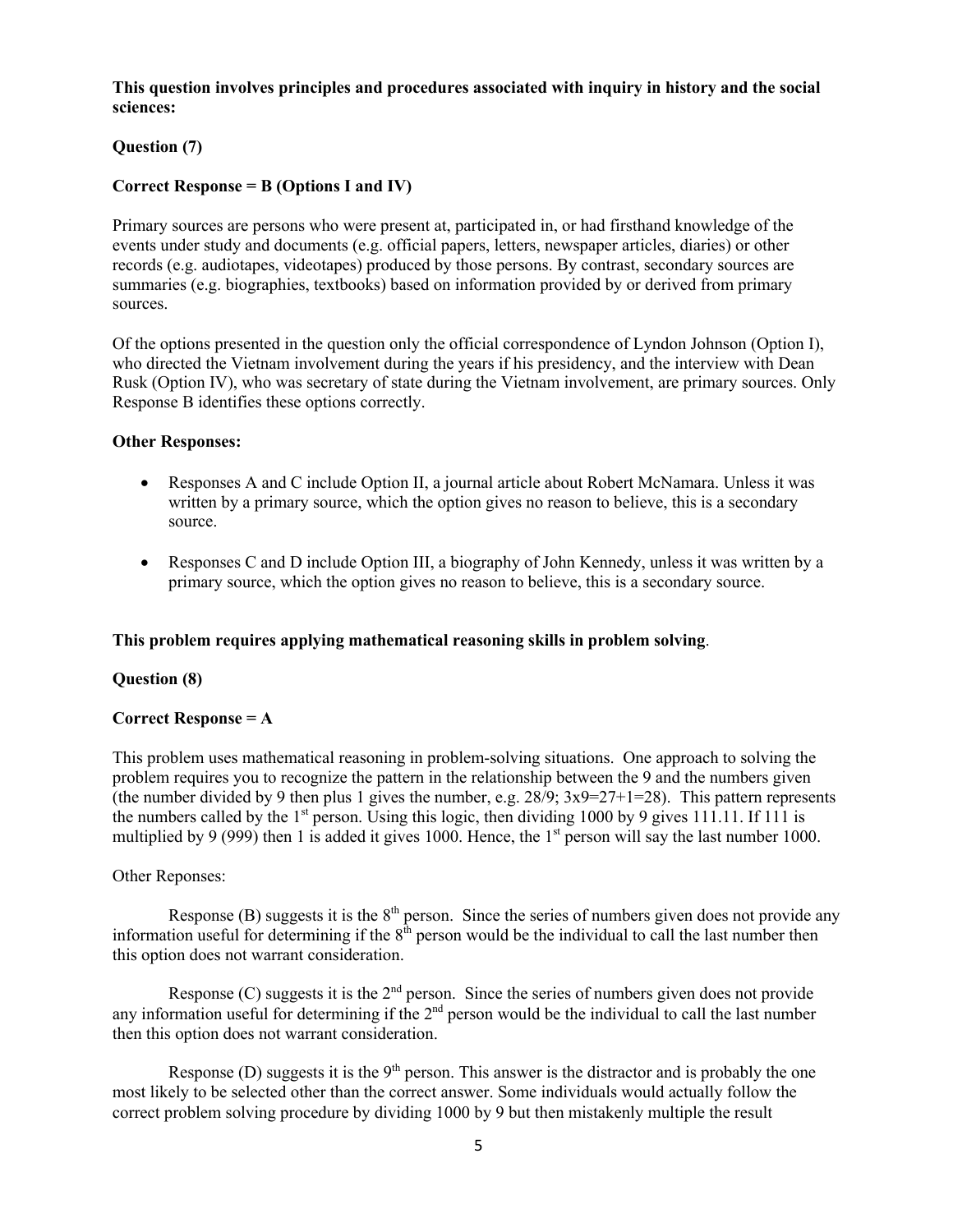**This question involves principles and procedures associated with inquiry in history and the social sciences:**

**Question (7)**

**Correct Response = B (Options I and IV)**

Primary sources are persons who were present at, participated in, or had firsthand knowledge of the events under study and documents (e.g. official papers, letters, newspaper articles, diaries) or other records (e.g. audiotapes, videotapes) produced by those persons. By contrast, secondary sources are summaries (e.g. biographies, textbooks) based on information provided by or derived from primary sources.

Of the options presented in the question only the official correspondence of Lyndon Johnson (Option I), who directed the Vietnam involvement during the years if his presidency, and the interview with Dean Rusk (Option IV), who was secretary of state during the Vietnam involvement, are primary sources. Only Response B identifies these options correctly.

**Other Responses:**

- Responses A and C include Option II, a journal article about Robert McNamara. Unless it was written by a primary source, which the option gives no reason to believe, this is a secondary source.
- Responses C and D include Option III, a biography of John Kennedy, unless it was written by a primary source, which the option gives no reason to believe, this is a secondary source.

**This problem requires applying mathematical reasoning skills in problem solving**.

**Question (8)**

**Correct Response = A**

This problem uses mathematical reasoning in problem-solving situations. One approach to solving the problem requires you to recognize the pattern in the relationship between the 9 and the numbers given (the number divided by 9 then plus 1 gives the number, e.g. 28/9; 3x9=27+1=28). This pattern represents the numbers called by the 1st person. Using this logic, then dividing 1000 by 9 gives 111.11. If 111 is multiplied by 9 (999) then 1 is added it gives 1000. Hence, the 1st person will say the last number 1000.

Other Reponses:

Response (B) suggests it is the 8th person. Since the series of numbers given does not provide any information useful for determining if the 8th person would be the individual to call the last number then this option does not warrant consideration.

Response (C) suggests it is the 2nd person. Since the series of numbers given does not provide any information useful for determining if the 2nd person would be the individual to call the last number then this option does not warrant consideration.

Response (D) suggests it is the 9th person. This answer is the distractor and is probably the one most likely to be selected other than the correct answer. Some individuals would actually follow the correct problem solving procedure by dividing 1000 by 9 but then mistakenly multiple the result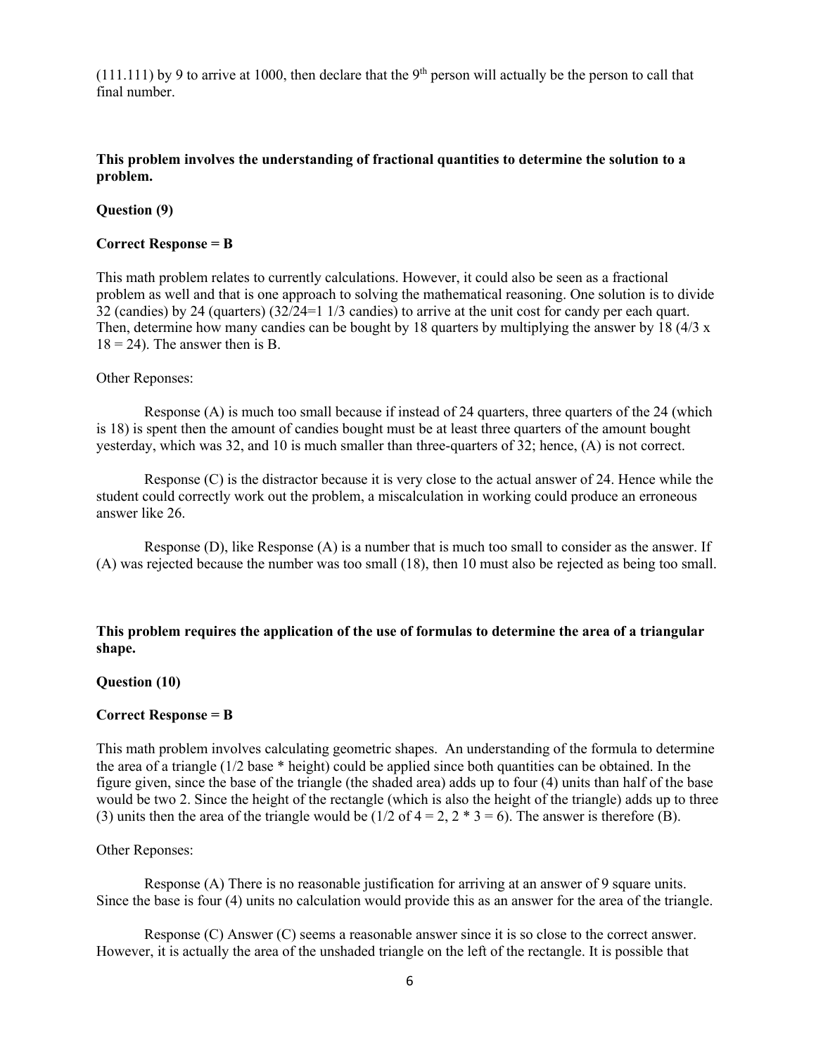(111.111) by 9 to arrive at 1000, then declare that the 9th person will actually be the person to call that final number.

**This problem involves the understanding of fractional quantities to determine the solution to a problem.**

**Question (9)**

**Correct Response = B**

This math problem relates to currently calculations. However, it could also be seen as a fractional problem as well and that is one approach to solving the mathematical reasoning. One solution is to divide 32 (candies) by 24 (quarters) (32/24=1 1/3 candies) to arrive at the unit cost for candy per each quart. Then, determine how many candies can be bought by 18 quarters by multiplying the answer by 18 (4/3 x 18 = 24). The answer then is B.

Other Reponses:

Response (A) is much too small because if instead of 24 quarters, three quarters of the 24 (which is 18) is spent then the amount of candies bought must be at least three quarters of the amount bought yesterday, which was 32, and 10 is much smaller than three-quarters of 32; hence, (A) is not correct.

Response (C) is the distractor because it is very close to the actual answer of 24. Hence while the student could correctly work out the problem, a miscalculation in working could produce an erroneous answer like 26.

Response (D), like Response (A) is a number that is much too small to consider as the answer. If (A) was rejected because the number was too small (18), then 10 must also be rejected as being too small.

**This problem requires the application of the use of formulas to determine the area of a triangular shape.**

**Question (10)**

**Correct Response = B**

This math problem involves calculating geometric shapes. An understanding of the formula to determine the area of a triangle (1/2 base * height) could be applied since both quantities can be obtained. In the figure given, since the base of the triangle (the shaded area) adds up to four (4) units than half of the base would be two 2. Since the height of the rectangle (which is also the height of the triangle) adds up to three (3) units then the area of the triangle would be (1/2 of 4 = 2, 2 * 3 = 6). The answer is therefore (B).

Other Reponses:

Response (A) There is no reasonable justification for arriving at an answer of 9 square units. Since the base is four (4) units no calculation would provide this as an answer for the area of the triangle.

Response (C) Answer (C) seems a reasonable answer since it is so close to the correct answer. However, it is actually the area of the unshaded triangle on the left of the rectangle. It is possible that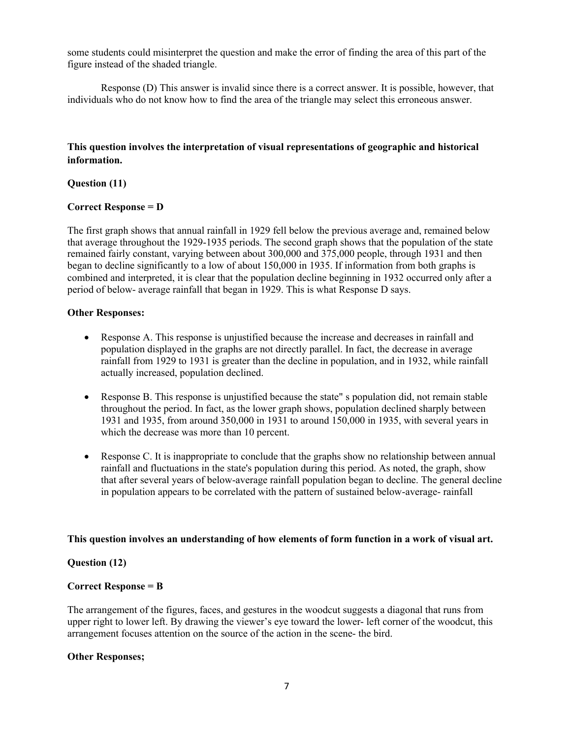some students could misinterpret the question and make the error of finding the area of this part of the figure instead of the shaded triangle.

Response (D) This answer is invalid since there is a correct answer. It is possible, however, that individuals who do not know how to find the area of the triangle may select this erroneous answer.

**This question involves the interpretation of visual representations of geographic and historical information.**

**Question (11)**

**Correct Response = D**

The first graph shows that annual rainfall in 1929 fell below the previous average and, remained below that average throughout the 1929-1935 periods. The second graph shows that the population of the state remained fairly constant, varying between about 300,000 and 375,000 people, through 1931 and then began to decline significantly to a low of about 150,000 in 1935. If information from both graphs is combined and interpreted, it is clear that the population decline beginning in 1932 occurred only after a period of below- average rainfall that began in 1929. This is what Response D says.

**Other Responses:**

- Response A. This response is unjustified because the increase and decreases in rainfall and population displayed in the graphs are not directly parallel. In fact, the decrease in average rainfall from 1929 to 1931 is greater than the decline in population, and in 1932, while rainfall actually increased, population declined.
- Response B. This response is unjustified because the state" s population did, not remain stable throughout the period. In fact, as the lower graph shows, population declined sharply between 1931 and 1935, from around 350,000 in 1931 to around 150,000 in 1935, with several years in which the decrease was more than 10 percent.
- Response C. It is inappropriate to conclude that the graphs show no relationship between annual rainfall and fluctuations in the state's population during this period. As noted, the graph, show that after several years of below-average rainfall population began to decline. The general decline in population appears to be correlated with the pattern of sustained below-average- rainfall

**This question involves an understanding of how elements of form function in a work of visual art.**

**Question (12)**

**Correct Response = B**

The arrangement of the figures, faces, and gestures in the woodcut suggests a diagonal that runs from upper right to lower left. By drawing the viewer's eye toward the lower- left corner of the woodcut, this arrangement focuses attention on the source of the action in the scene- the bird.

**Other Responses;**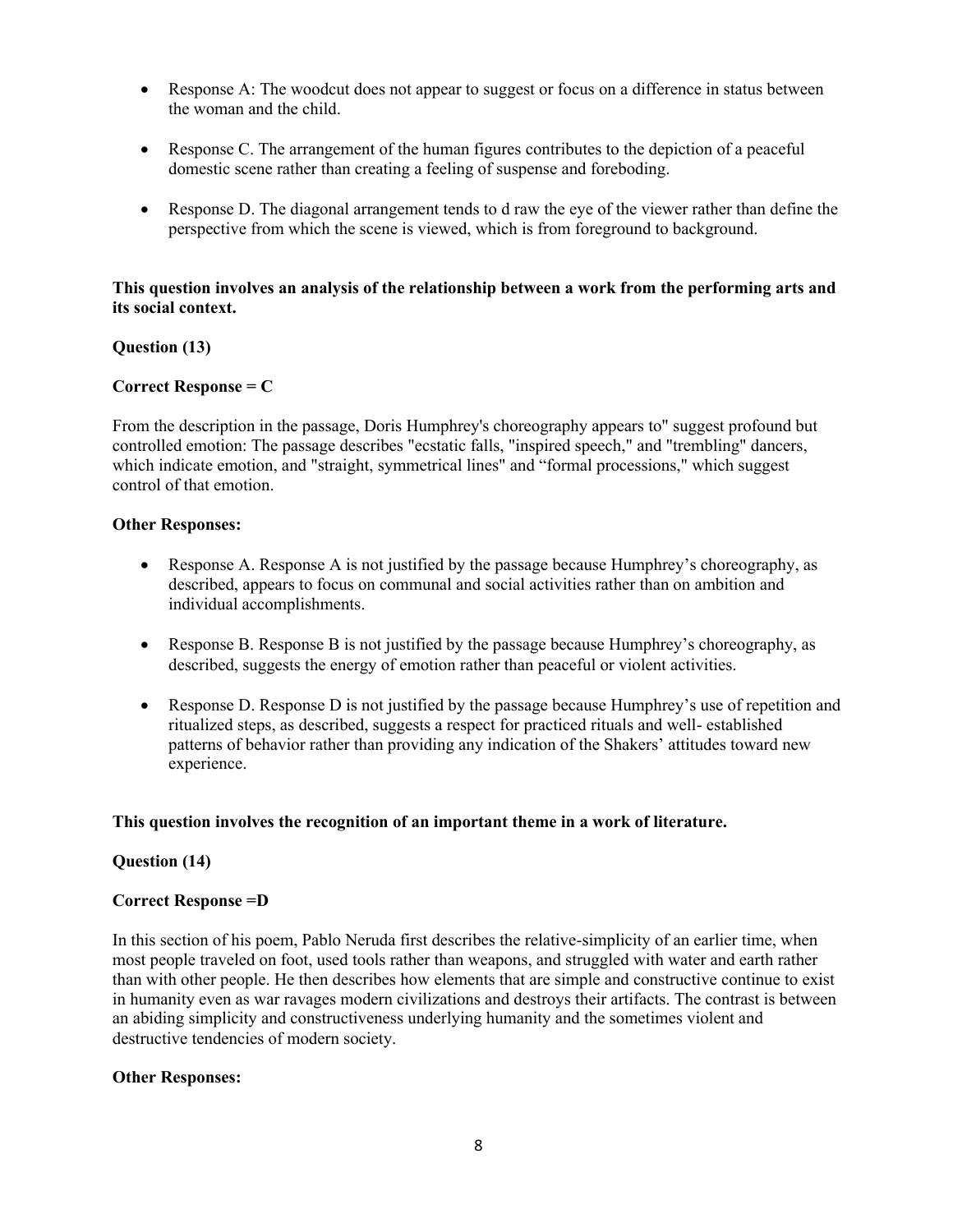- Response A: The woodcut does not appear to suggest or focus on a difference in status between the woman and the child.

- Response C. The arrangement of the human figures contributes to the depiction of a peaceful domestic scene rather than creating a feeling of suspense and foreboding.

- Response D. The diagonal arrangement tends to d raw the eye of the viewer rather than define the perspective from which the scene is viewed, which is from foreground to background.

**This question involves an analysis of the relationship between a work from the performing arts and its social context.**

**Question (13)**

**Correct Response = C**

From the description in the passage, Doris Humphrey's choreography appears to" suggest profound but controlled emotion: The passage describes "ecstatic falls, "inspired speech," and "trembling" dancers, which indicate emotion, and "straight, symmetrical lines" and "formal processions," which suggest control of that emotion.

**Other Responses:**

- Response A. Response A is not justified by the passage because Humphrey's choreography, as described, appears to focus on communal and social activities rather than on ambition and individual accomplishments.

- Response B. Response B is not justified by the passage because Humphrey's choreography, as described, suggests the energy of emotion rather than peaceful or violent activities.

- Response D. Response D is not justified by the passage because Humphrey's use of repetition and ritualized steps, as described, suggests a respect for practiced rituals and well- established patterns of behavior rather than providing any indication of the Shakers' attitudes toward new experience.

**This question involves the recognition of an important theme in a work of literature.**

**Question (14)**

**Correct Response =D**

In this section of his poem, Pablo Neruda first describes the relative-simplicity of an earlier time, when most people traveled on foot, used tools rather than weapons, and struggled with water and earth rather than with other people. He then describes how elements that are simple and constructive continue to exist in humanity even as war ravages modern civilizations and destroys their artifacts. The contrast is between an abiding simplicity and constructiveness underlying humanity and the sometimes violent and destructive tendencies of modern society.

**Other Responses:**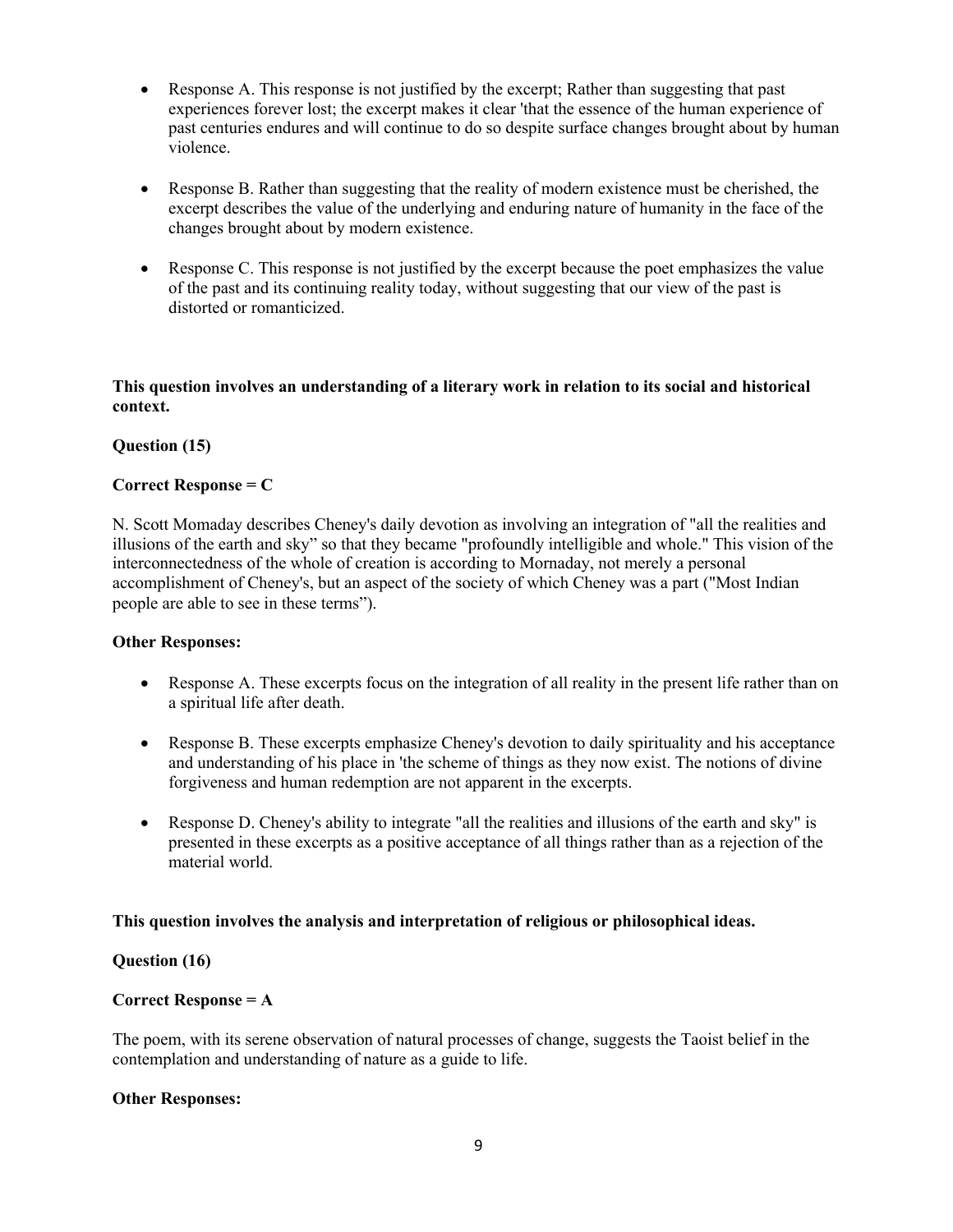- Response A. This response is not justified by the excerpt; Rather than suggesting that past experiences forever lost; the excerpt makes it clear 'that the essence of the human experience of past centuries endures and will continue to do so despite surface changes brought about by human violence.

- Response B. Rather than suggesting that the reality of modern existence must be cherished, the excerpt describes the value of the underlying and enduring nature of humanity in the face of the changes brought about by modern existence.

- Response C. This response is not justified by the excerpt because the poet emphasizes the value of the past and its continuing reality today, without suggesting that our view of the past is distorted or romanticized.

**This question involves an understanding of a literary work in relation to its social and historical context.**

**Question (15)**

**Correct Response = C**

N. Scott Momaday describes Cheney's daily devotion as involving an integration of "all the realities and illusions of the earth and sky" so that they became "profoundly intelligible and whole." This vision of the interconnectedness of the whole of creation is according to Mornaday, not merely a personal accomplishment of Cheney's, but an aspect of the society of which Cheney was a part ("Most Indian people are able to see in these terms").

**Other Responses:**

- Response A. These excerpts focus on the integration of all reality in the present life rather than on a spiritual life after death.

- Response B. These excerpts emphasize Cheney's devotion to daily spirituality and his acceptance and understanding of his place in 'the scheme of things as they now exist. The notions of divine forgiveness and human redemption are not apparent in the excerpts.

- Response D. Cheney's ability to integrate "all the realities and illusions of the earth and sky" is presented in these excerpts as a positive acceptance of all things rather than as a rejection of the material world.

**This question involves the analysis and interpretation of religious or philosophical ideas.**

**Question (16)**

**Correct Response = A**

The poem, with its serene observation of natural processes of change, suggests the Taoist belief in the contemplation and understanding of nature as a guide to life.

**Other Responses:**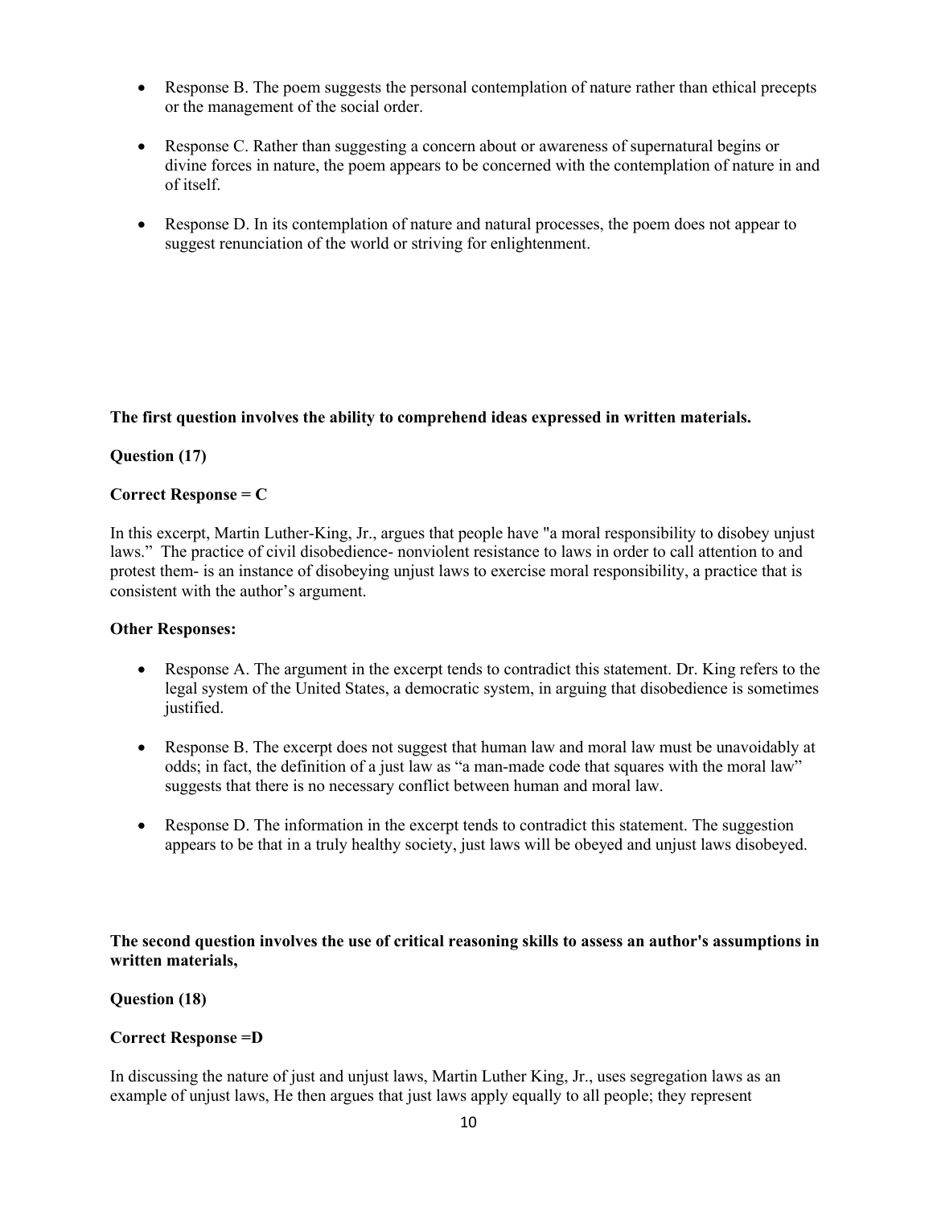- Response B. The poem suggests the personal contemplation of nature rather than ethical precepts or the management of the social order.

- Response C. Rather than suggesting a concern about or awareness of supernatural begins or divine forces in nature, the poem appears to be concerned with the contemplation of nature in and of itself.

- Response D. In its contemplation of nature and natural processes, the poem does not appear to suggest renunciation of the world or striving for enlightenment.

**The first question involves the ability to comprehend ideas expressed in written materials.**

**Question (17)**

**Correct Response = C**

In this excerpt, Martin Luther-King, Jr., argues that people have "a moral responsibility to disobey unjust laws." The practice of civil disobedience- nonviolent resistance to laws in order to call attention to and protest them- is an instance of disobeying unjust laws to exercise moral responsibility, a practice that is consistent with the author's argument.

**Other Responses:**

- Response A. The argument in the excerpt tends to contradict this statement. Dr. King refers to the legal system of the United States, a democratic system, in arguing that disobedience is sometimes justified.

- Response B. The excerpt does not suggest that human law and moral law must be unavoidably at odds; in fact, the definition of a just law as "a man-made code that squares with the moral law" suggests that there is no necessary conflict between human and moral law.

- Response D. The information in the excerpt tends to contradict this statement. The suggestion appears to be that in a truly healthy society, just laws will be obeyed and unjust laws disobeyed.

**The second question involves the use of critical reasoning skills to assess an author's assumptions in written materials,**

**Question (18)**

**Correct Response =D**

In discussing the nature of just and unjust laws, Martin Luther King, Jr., uses segregation laws as an example of unjust laws, He then argues that just laws apply equally to all people; they represent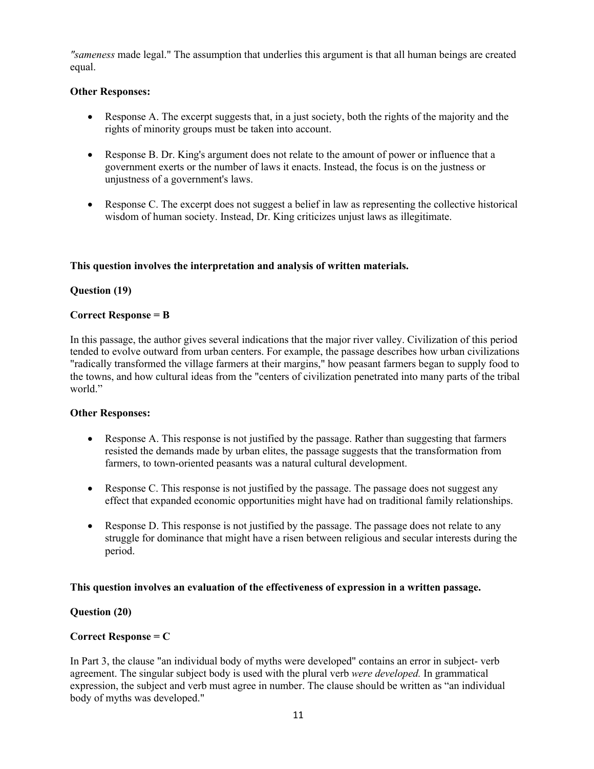*"sameness* made legal." The assumption that underlies this argument is that all human beings are created equal.

**Other Responses:**

- Response A. The excerpt suggests that, in a just society, both the rights of the majority and the rights of minority groups must be taken into account.
- Response B. Dr. King's argument does not relate to the amount of power or influence that a government exerts or the number of laws it enacts. Instead, the focus is on the justness or unjustness of a government's laws.
- Response C. The excerpt does not suggest a belief in law as representing the collective historical wisdom of human society. Instead, Dr. King criticizes unjust laws as illegitimate.

**This question involves the interpretation and analysis of written materials.**

**Question (19)**

**Correct Response = B**

In this passage, the author gives several indications that the major river valley. Civilization of this period tended to evolve outward from urban centers. For example, the passage describes how urban civilizations "radically transformed the village farmers at their margins," how peasant farmers began to supply food to the towns, and how cultural ideas from the "centers of civilization penetrated into many parts of the tribal world."

**Other Responses:**

- Response A. This response is not justified by the passage. Rather than suggesting that farmers resisted the demands made by urban elites, the passage suggests that the transformation from farmers, to town-oriented peasants was a natural cultural development.
- Response C. This response is not justified by the passage. The passage does not suggest any effect that expanded economic opportunities might have had on traditional family relationships.
- Response D. This response is not justified by the passage. The passage does not relate to any struggle for dominance that might have a risen between religious and secular interests during the period.

**This question involves an evaluation of the effectiveness of expression in a written passage.**

**Question (20)**

**Correct Response = C**

In Part 3, the clause "an individual body of myths were developed" contains an error in subject- verb agreement. The singular subject body is used with the plural verb *were developed.* In grammatical expression, the subject and verb must agree in number. The clause should be written as "an individual body of myths was developed."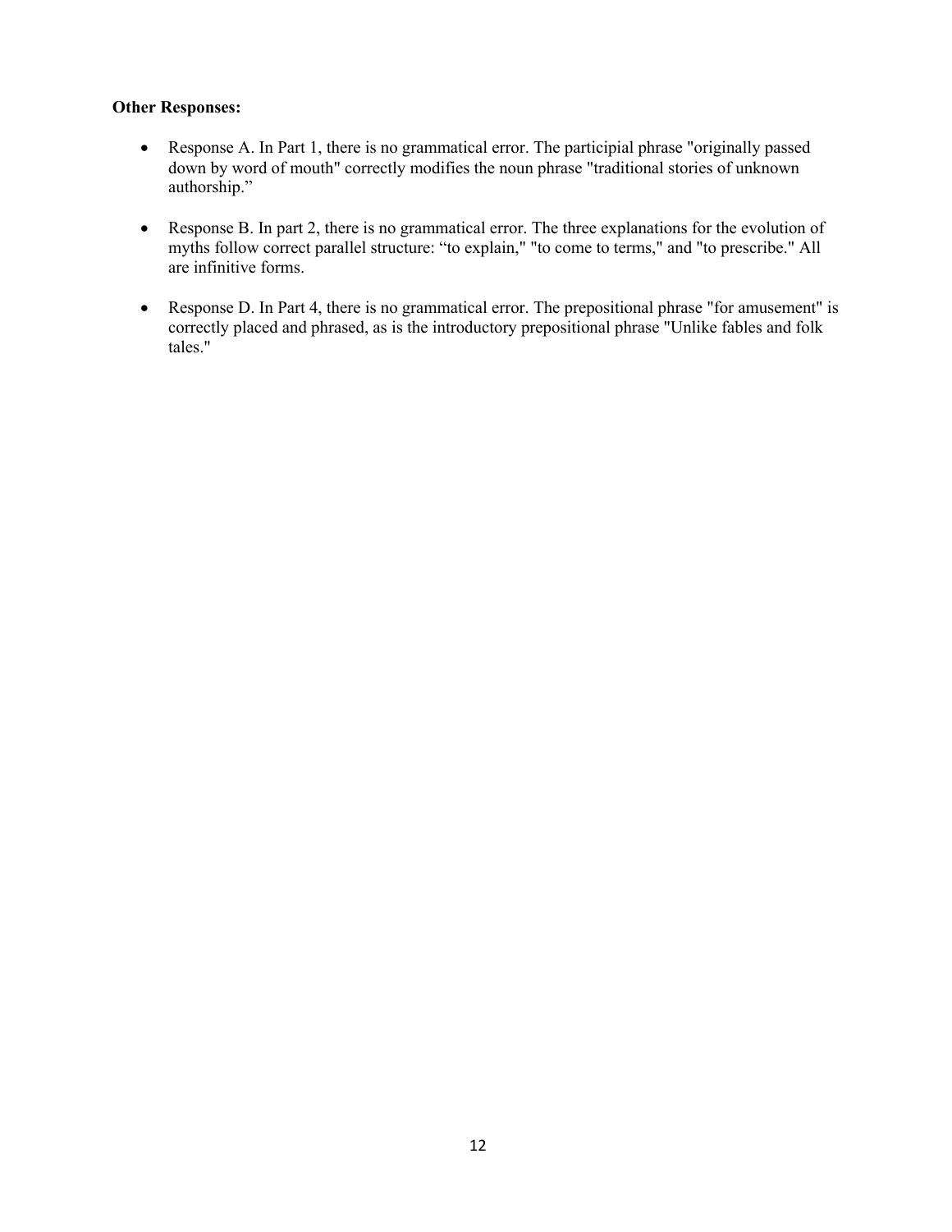**Other Responses:**

- Response A. In Part 1, there is no grammatical error. The participial phrase "originally passed down by word of mouth" correctly modifies the noun phrase "traditional stories of unknown authorship."

- Response B. In part 2, there is no grammatical error. The three explanations for the evolution of myths follow correct parallel structure: "to explain," "to come to terms," and "to prescribe." All are infinitive forms.

- Response D. In Part 4, there is no grammatical error. The prepositional phrase "for amusement" is correctly placed and phrased, as is the introductory prepositional phrase "Unlike fables and folk tales."